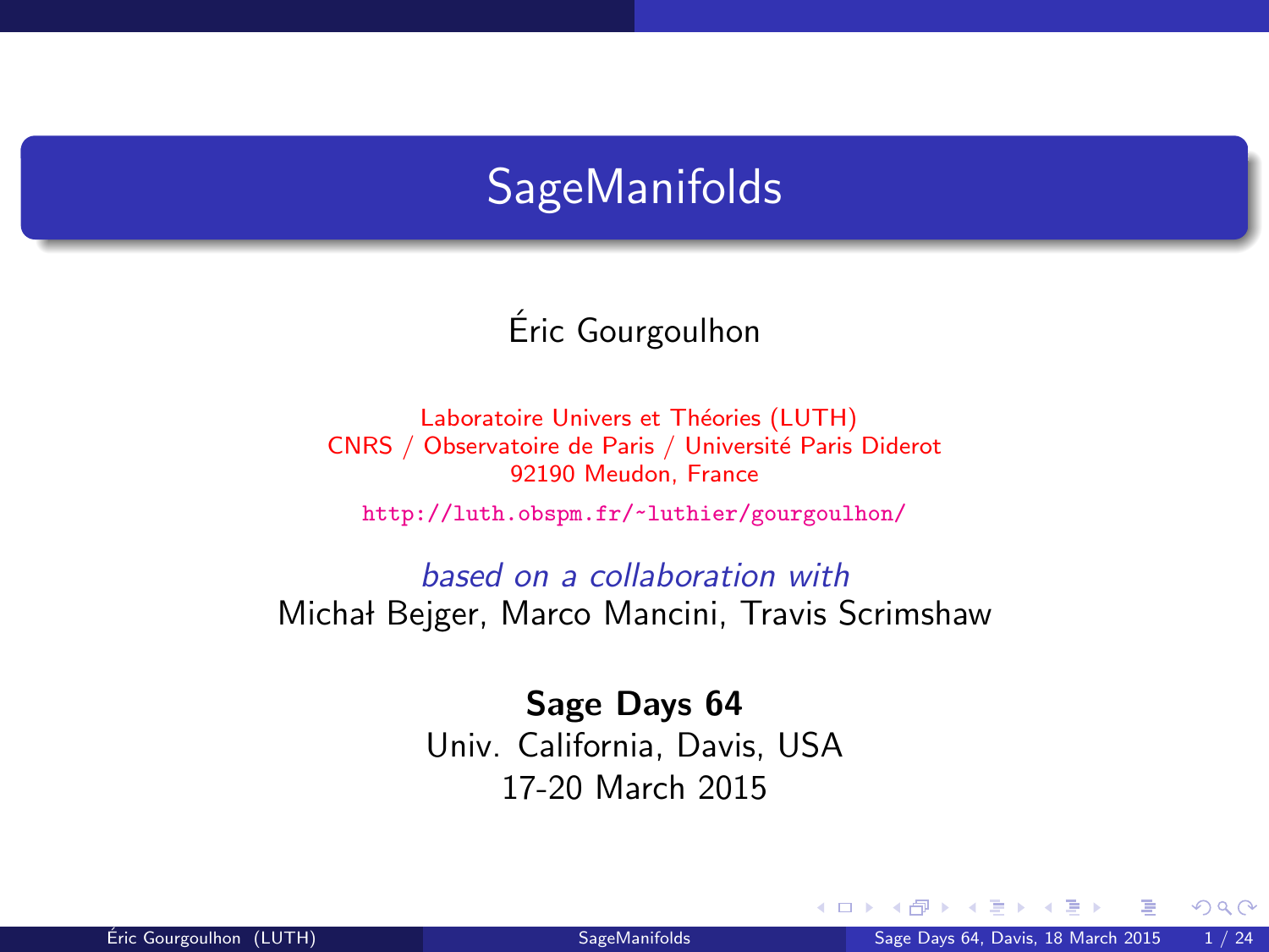# SageManifolds

Éric Gourgoulhon

Laboratoire Univers et Théories (LUTH)
CNRS / Observatoire de Paris / Université Paris Diderot
92190 Meudon, France

http://luth.obspm.fr/~luthier/gourgoulhon/

*based on a collaboration with*
Michał Bejger, Marco Mancini, Travis Scrimshaw

**Sage Days 64**
Univ. California, Davis, USA
17-20 March 2015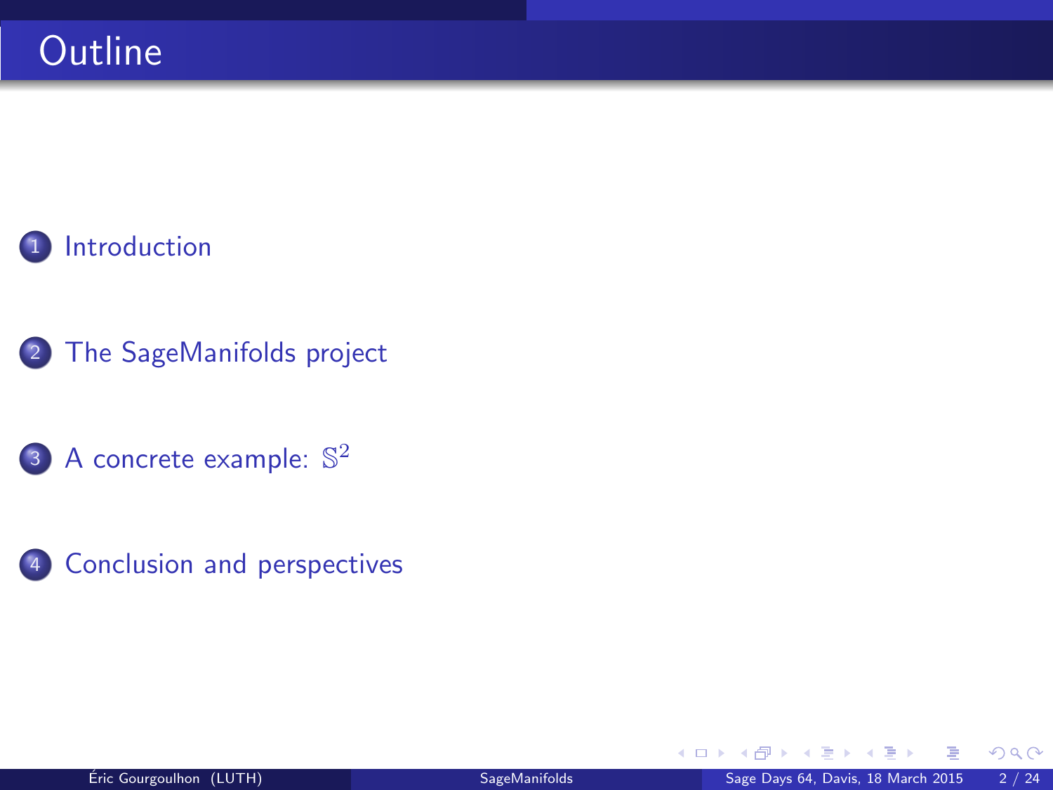# Outline

1. Introduction
2. The SageManifolds project
3. A concrete example: $\mathbb{S}^2$
4. Conclusion and perspectives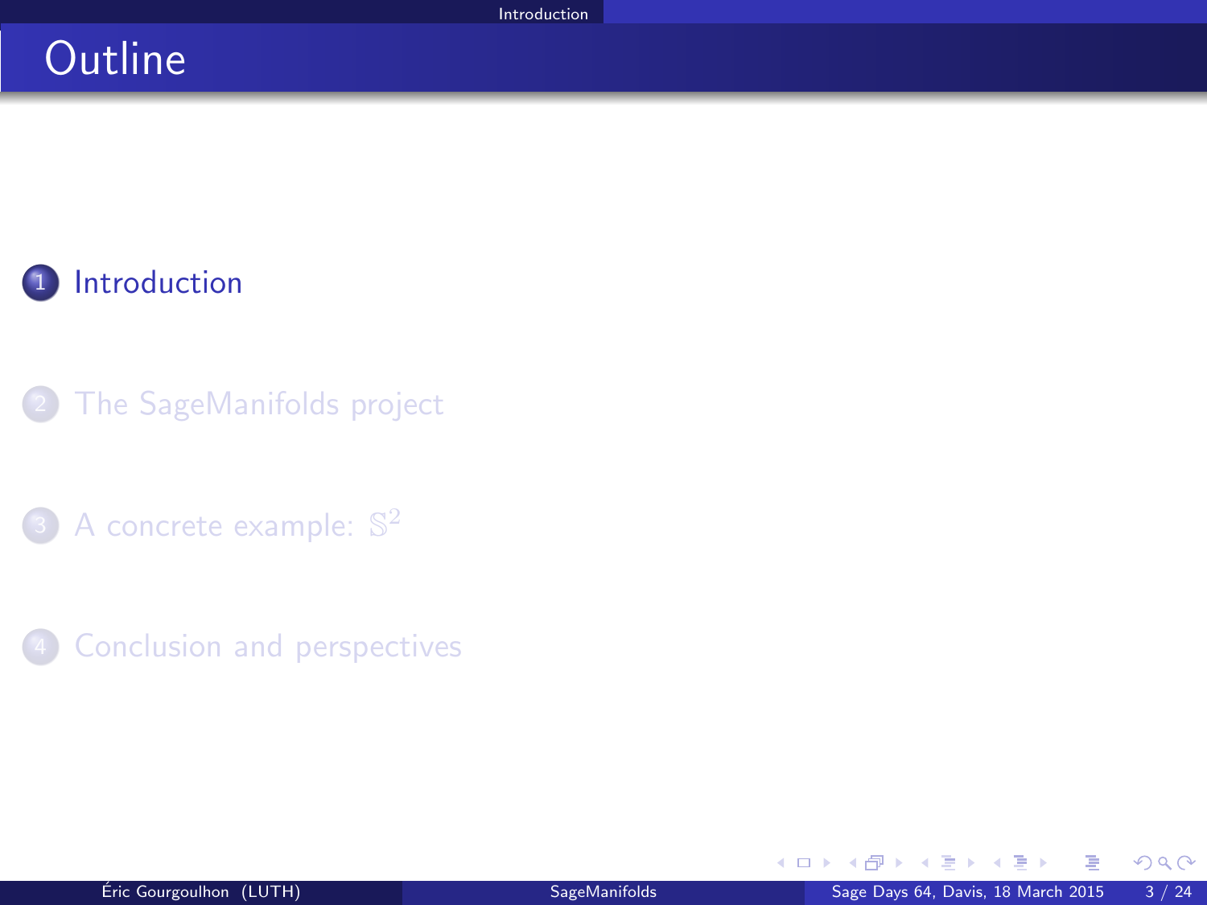# Outline

1. Introduction
2. The SageManifolds project
3. A concrete example: $\mathbb{S}^2$
4. Conclusion and perspectives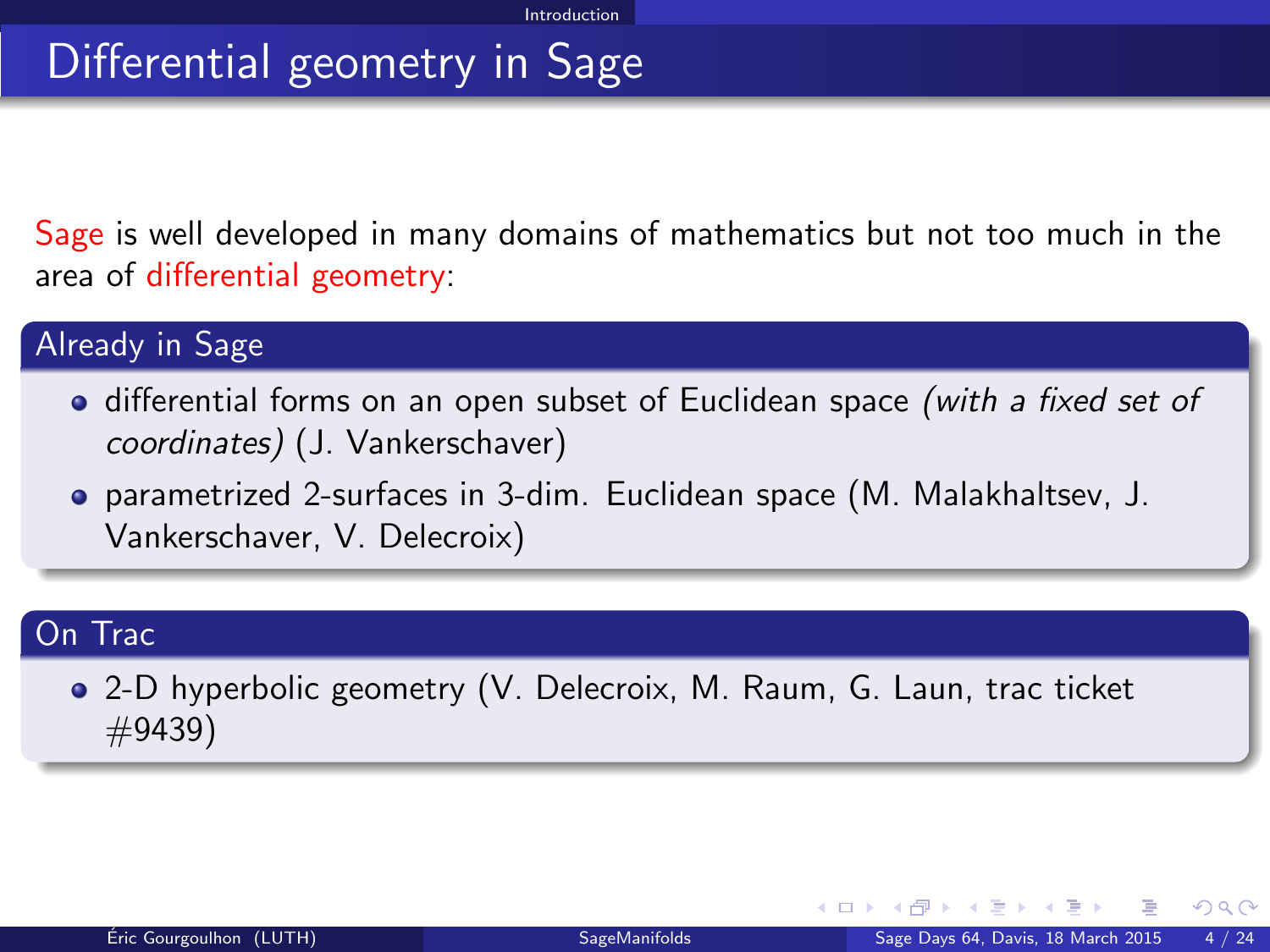# Differential geometry in Sage

Sage is well developed in many domains of mathematics but not too much in the area of differential geometry:

## Already in Sage

- differential forms on an open subset of Euclidean space *(with a fixed set of coordinates)* (J. Vankerschaver)
- parametrized 2-surfaces in 3-dim. Euclidean space (M. Malakhaltsev, J. Vankerschaver, V. Delecroix)

## On Trac

- 2-D hyperbolic geometry (V. Delecroix, M. Raum, G. Laun, trac ticket #9439)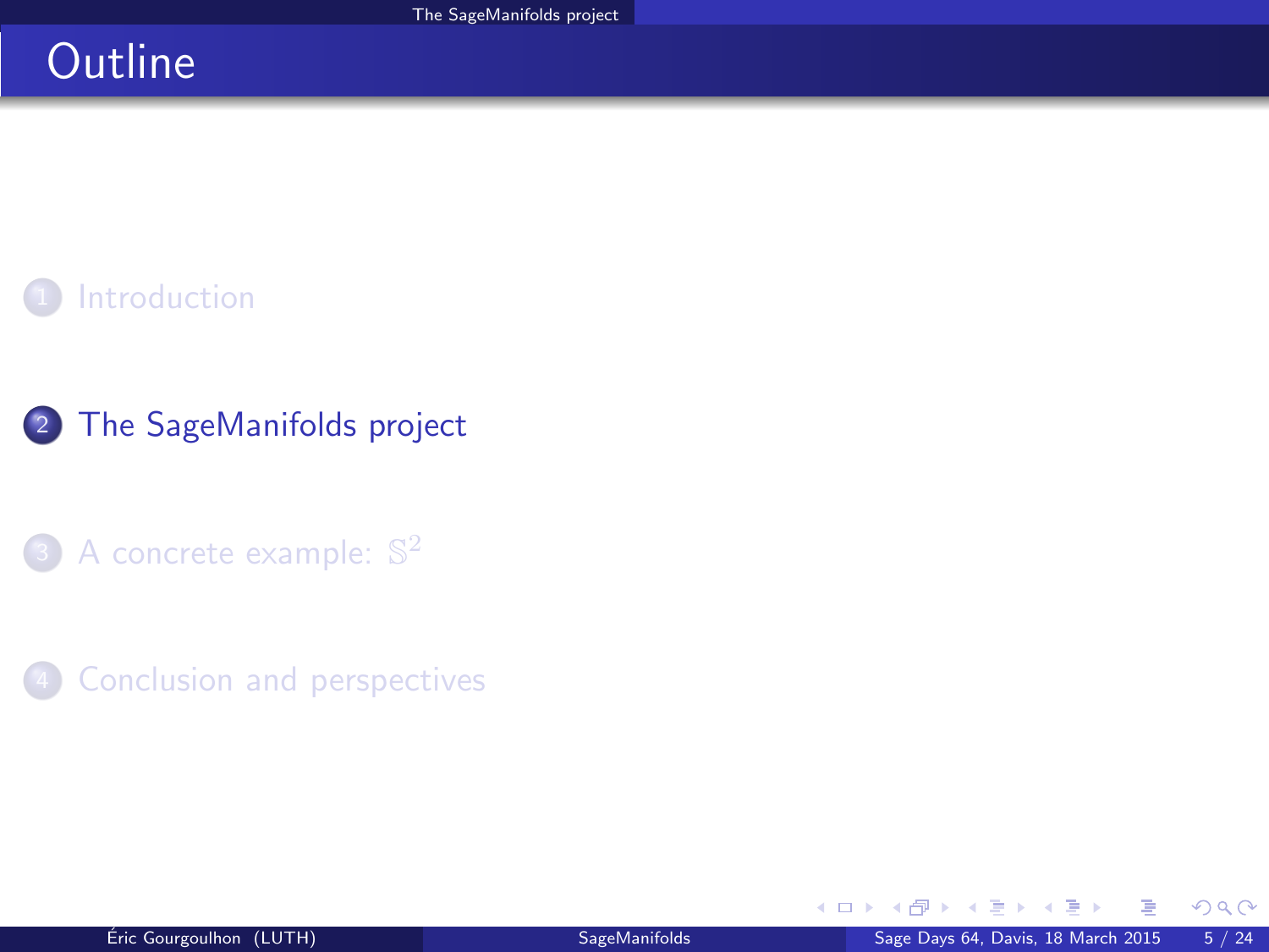# Outline

1. Introduction
2. The SageManifolds project
3. A concrete example: $\mathbb{S}^2$
4. Conclusion and perspectives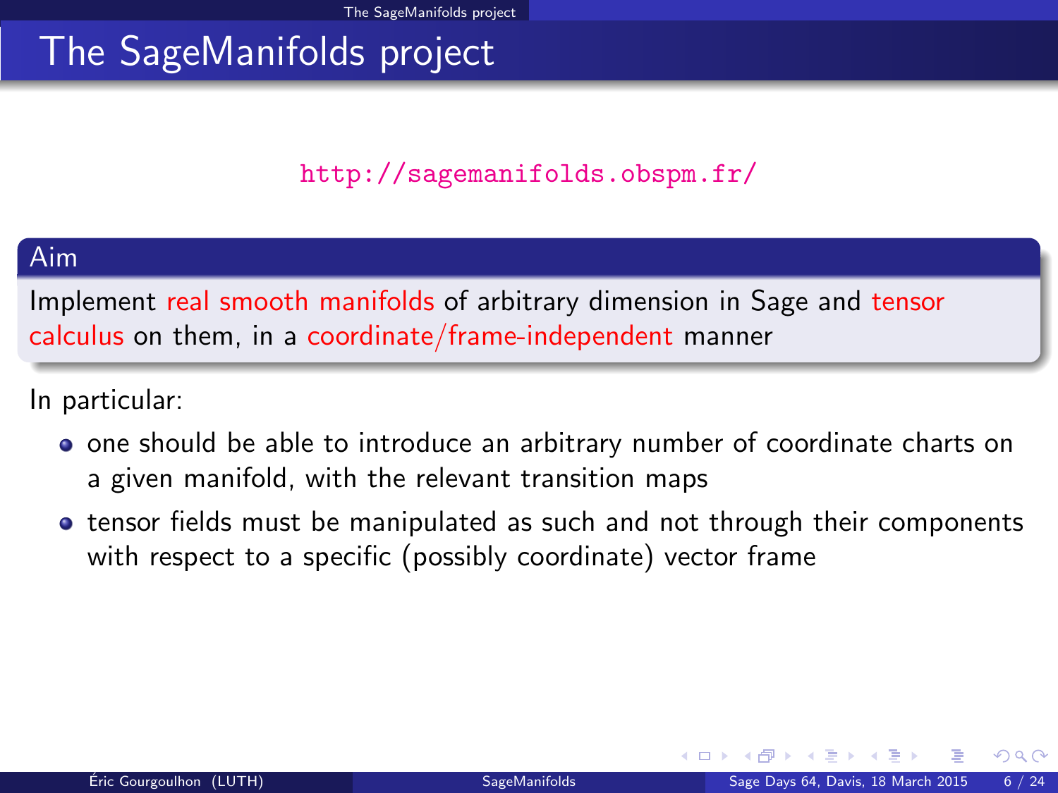# The SageManifolds project

http://sagemanifolds.obspm.fr/

### Aim

Implement real smooth manifolds of arbitrary dimension in Sage and tensor calculus on them, in a coordinate/frame-independent manner

In particular:

- one should be able to introduce an arbitrary number of coordinate charts on a given manifold, with the relevant transition maps
- tensor fields must be manipulated as such and not through their components with respect to a specific (possibly coordinate) vector frame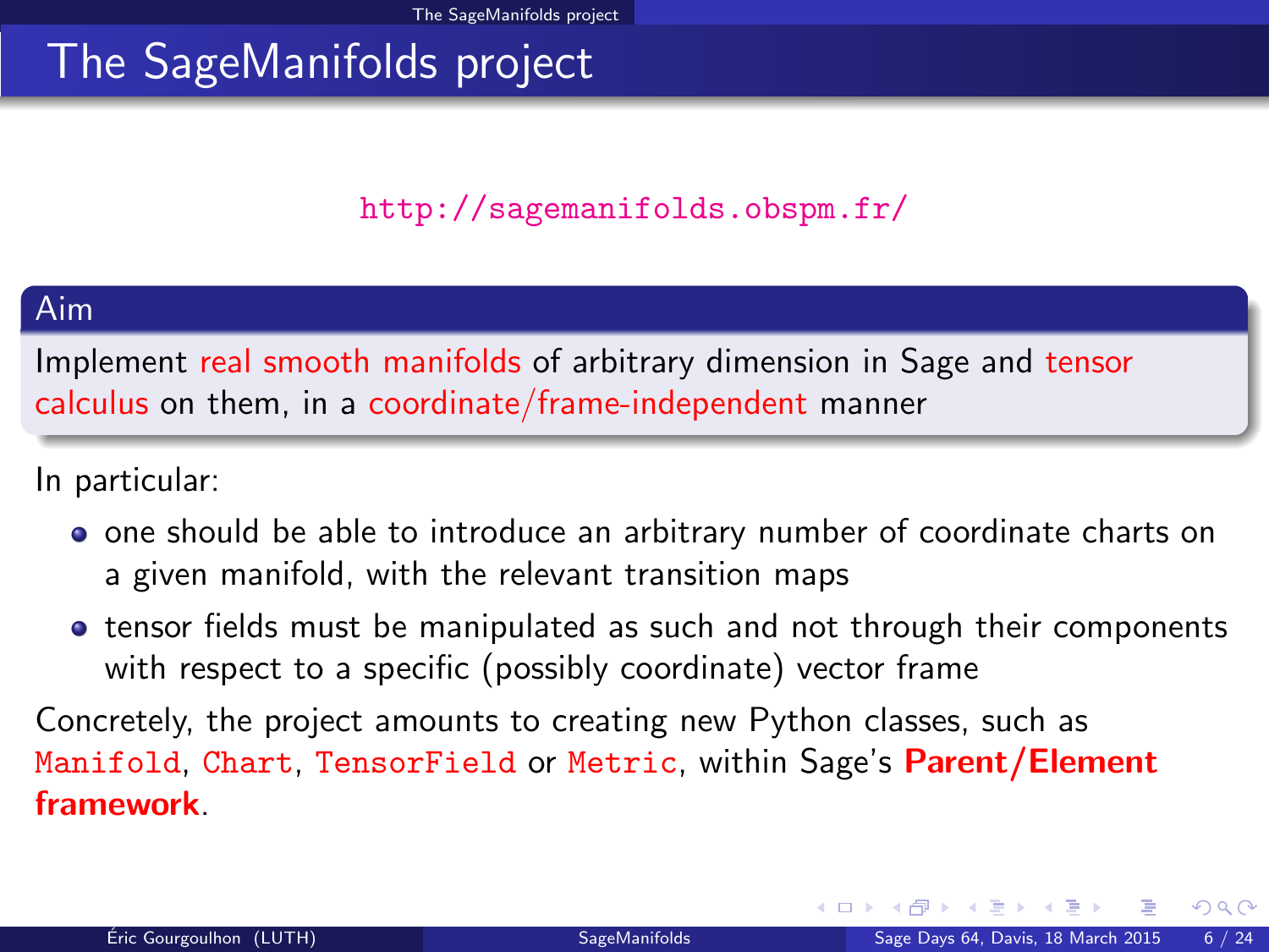# The SageManifolds project

http://sagemanifolds.obspm.fr/

## Aim

Implement real smooth manifolds of arbitrary dimension in Sage and tensor calculus on them, in a coordinate/frame-independent manner

In particular:

- one should be able to introduce an arbitrary number of coordinate charts on a given manifold, with the relevant transition maps
- tensor fields must be manipulated as such and not through their components with respect to a specific (possibly coordinate) vector frame

Concretely, the project amounts to creating new Python classes, such as `Manifold`, `Chart`, `TensorField` or `Metric`, within Sage's **Parent/Element framework**.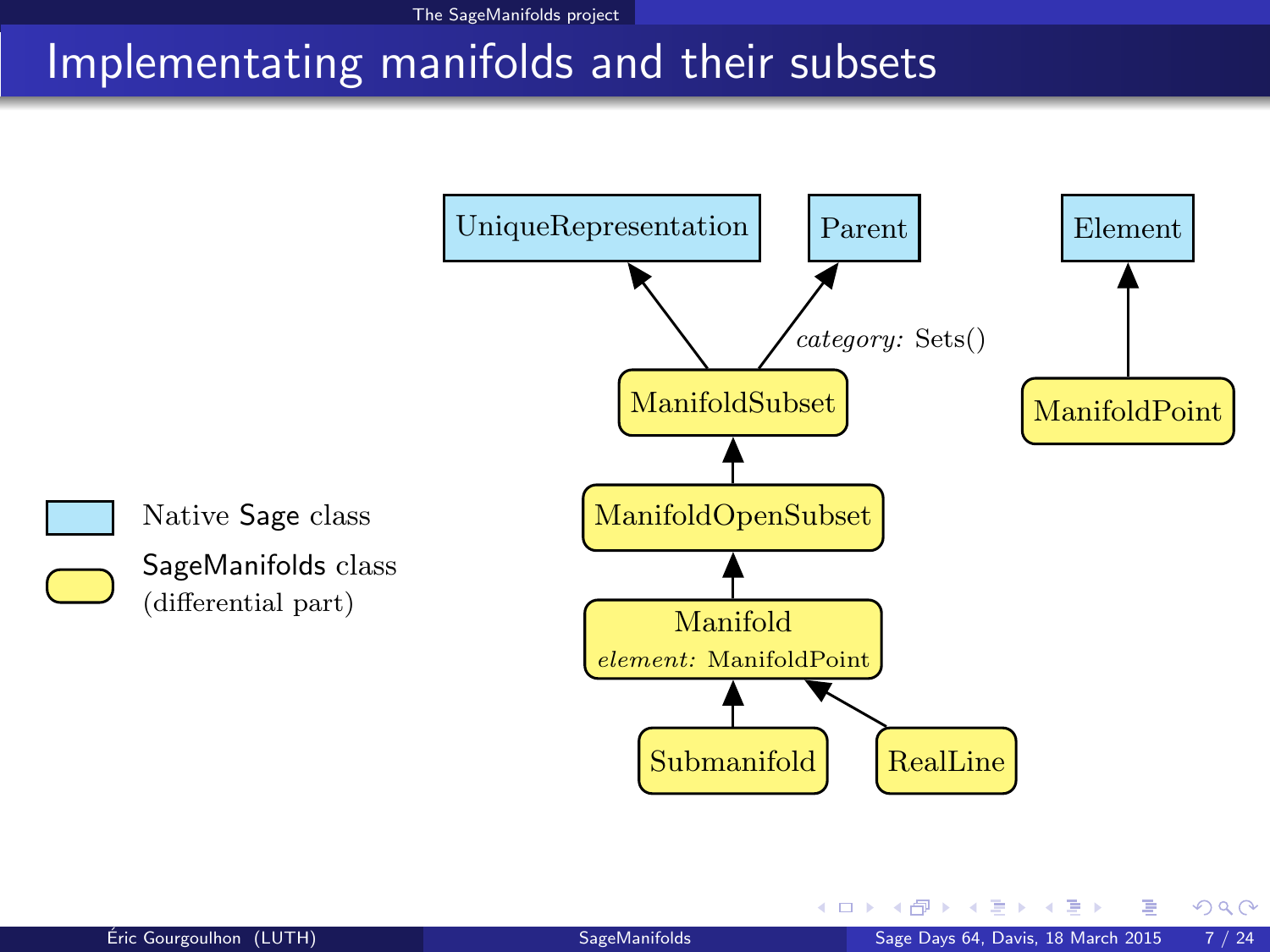# Implementating manifolds and their subsets

UniqueRepresentation

Parent

Element

*category:* Sets()

ManifoldSubset

ManifoldPoint

ManifoldOpenSubset

Manifold
*element:* ManifoldPoint

Submanifold

RealLine

Native Sage class

SageManifolds class (differential part)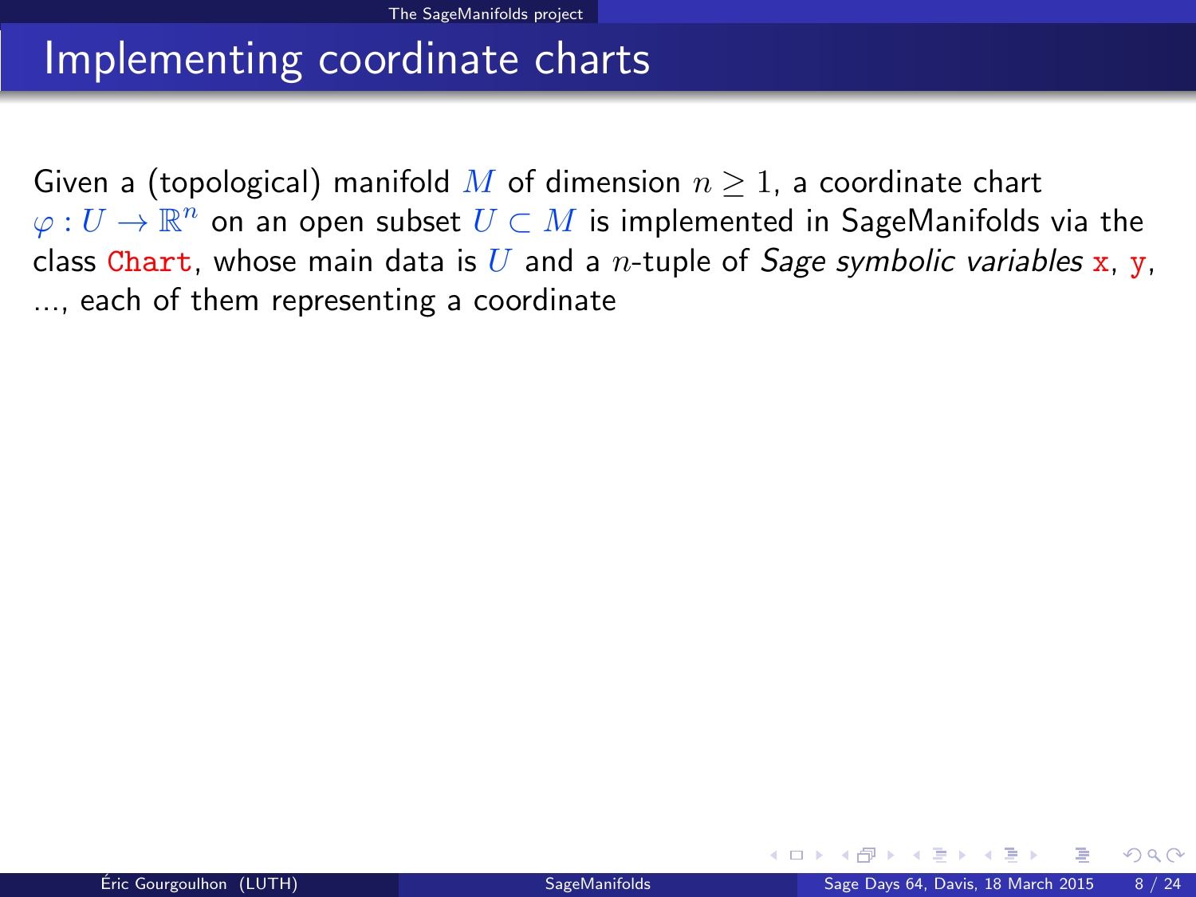# Implementing coordinate charts

Given a (topological) manifold $M$ of dimension $n \geq 1$, a coordinate chart $\varphi : U \to \mathbb{R}^n$ on an open subset $U \subset M$ is implemented in SageManifolds via the class `Chart`, whose main data is $U$ and a $n$-tuple of *Sage symbolic variables* `x`, `y`, ..., each of them representing a coordinate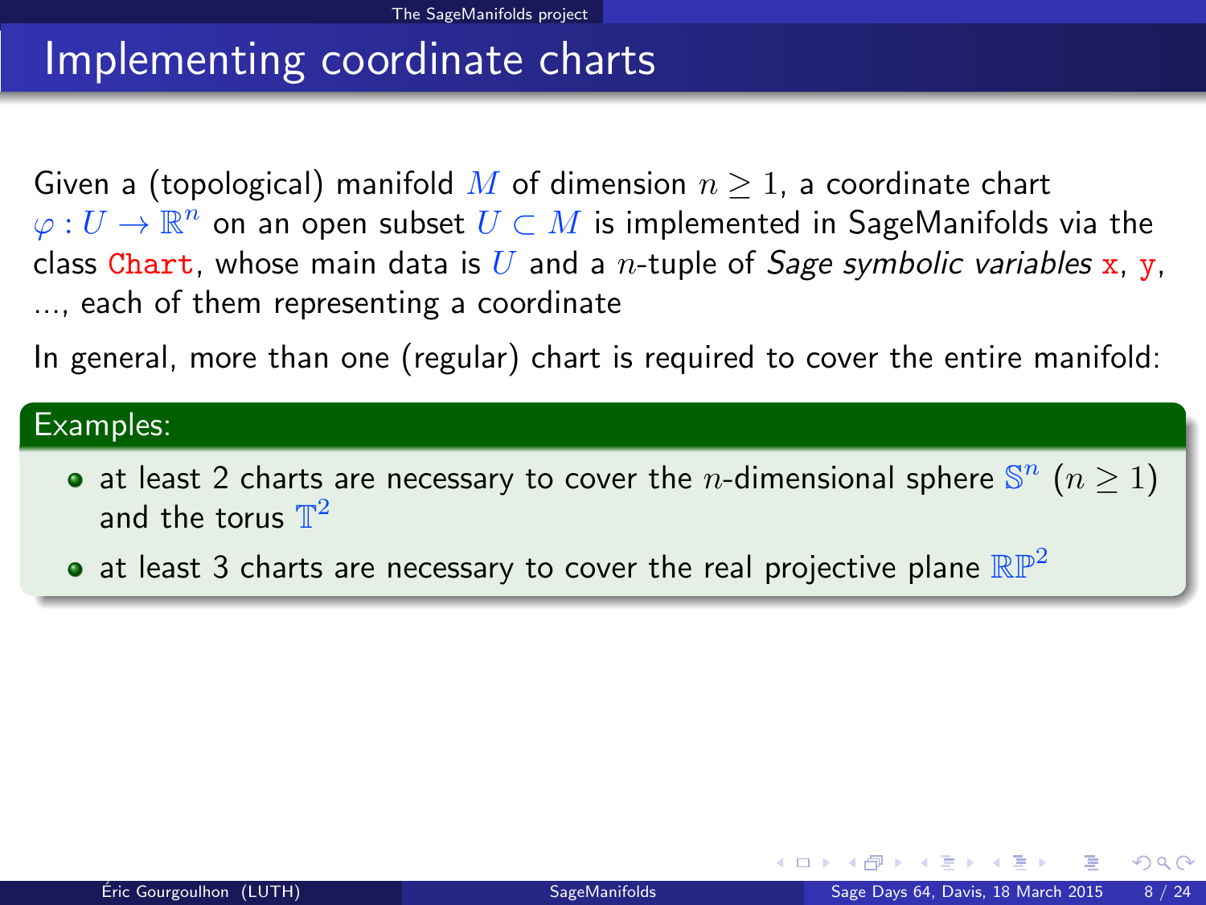# Implementing coordinate charts

Given a (topological) manifold $M$ of dimension $n \geq 1$, a coordinate chart $\varphi : U \to \mathbb{R}^n$ on an open subset $U \subset M$ is implemented in SageManifolds via the class `Chart`, whose main data is $U$ and a $n$-tuple of *Sage symbolic variables* `x`, `y`, ..., each of them representing a coordinate

In general, more than one (regular) chart is required to cover the entire manifold:

**Examples:**

- at least 2 charts are necessary to cover the $n$-dimensional sphere $\mathbb{S}^n$ $(n \geq 1)$ and the torus $\mathbb{T}^2$
- at least 3 charts are necessary to cover the real projective plane $\mathbb{RP}^2$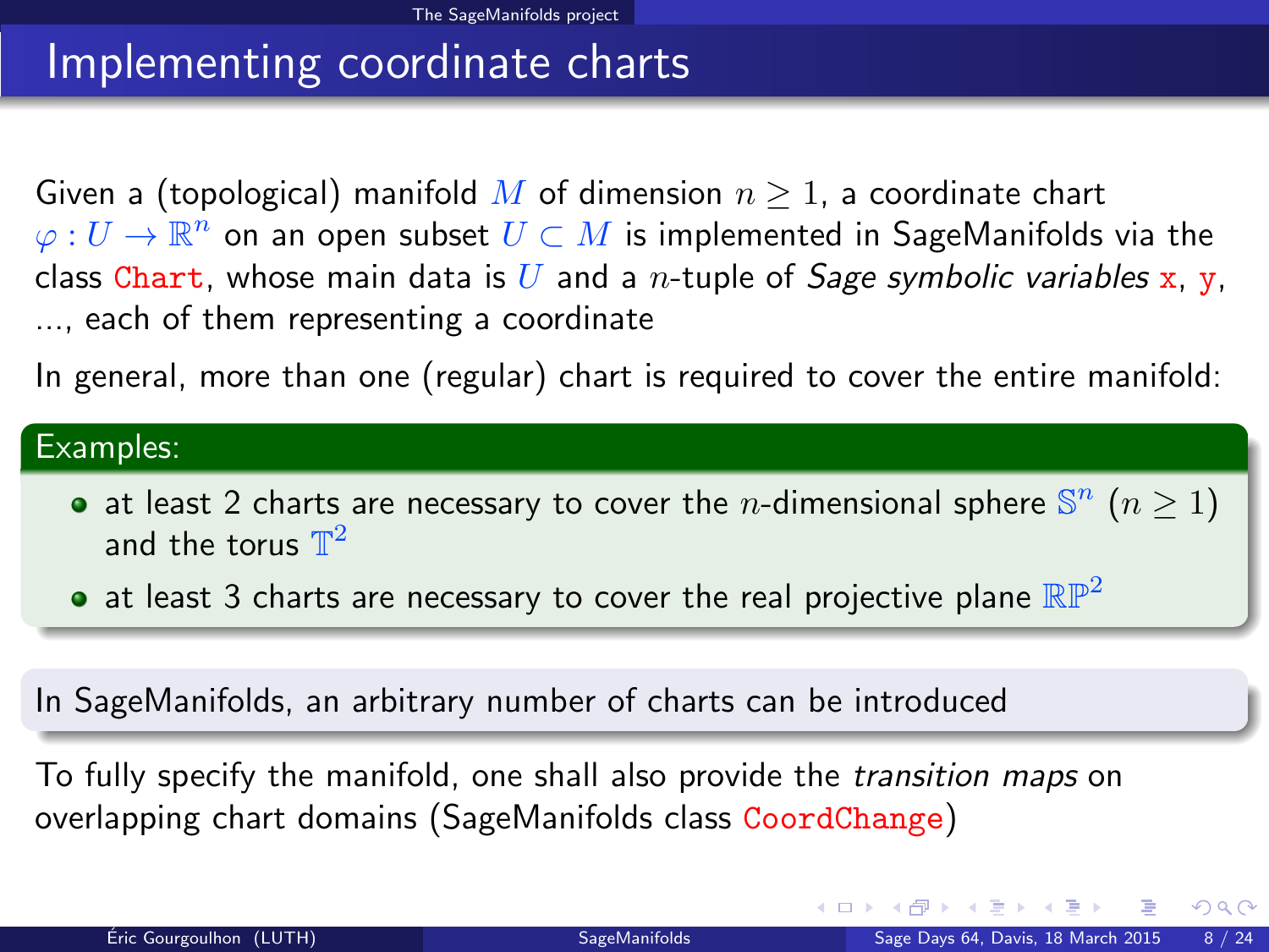# Implementing coordinate charts

Given a (topological) manifold $M$ of dimension $n \geq 1$, a coordinate chart $\varphi : U \to \mathbb{R}^n$ on an open subset $U \subset M$ is implemented in SageManifolds via the class `Chart`, whose main data is $U$ and a $n$-tuple of *Sage symbolic variables* `x`, `y`, ..., each of them representing a coordinate

In general, more than one (regular) chart is required to cover the entire manifold:

**Examples:**

- at least 2 charts are necessary to cover the $n$-dimensional sphere $\mathbb{S}^n$ $(n \geq 1)$ and the torus $\mathbb{T}^2$
- at least 3 charts are necessary to cover the real projective plane $\mathbb{RP}^2$

In SageManifolds, an arbitrary number of charts can be introduced

To fully specify the manifold, one shall also provide the *transition maps* on overlapping chart domains (SageManifolds class `CoordChange`)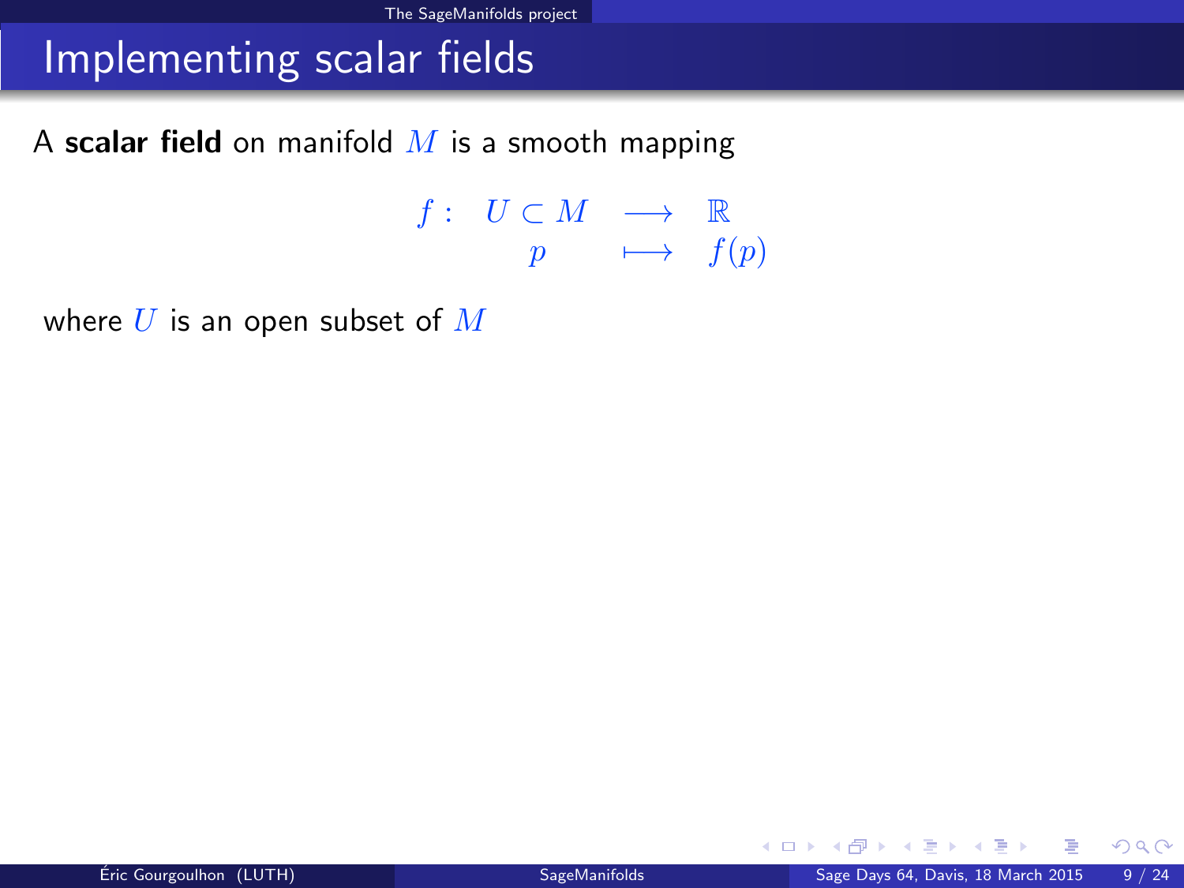# Implementing scalar fields

A **scalar field** on manifold $M$ is a smooth mapping

$$\begin{array}{llll} f: & U \subset M & \longrightarrow & \mathbb{R} \\ & p & \longmapsto & f(p) \end{array}$$

where $U$ is an open subset of $M$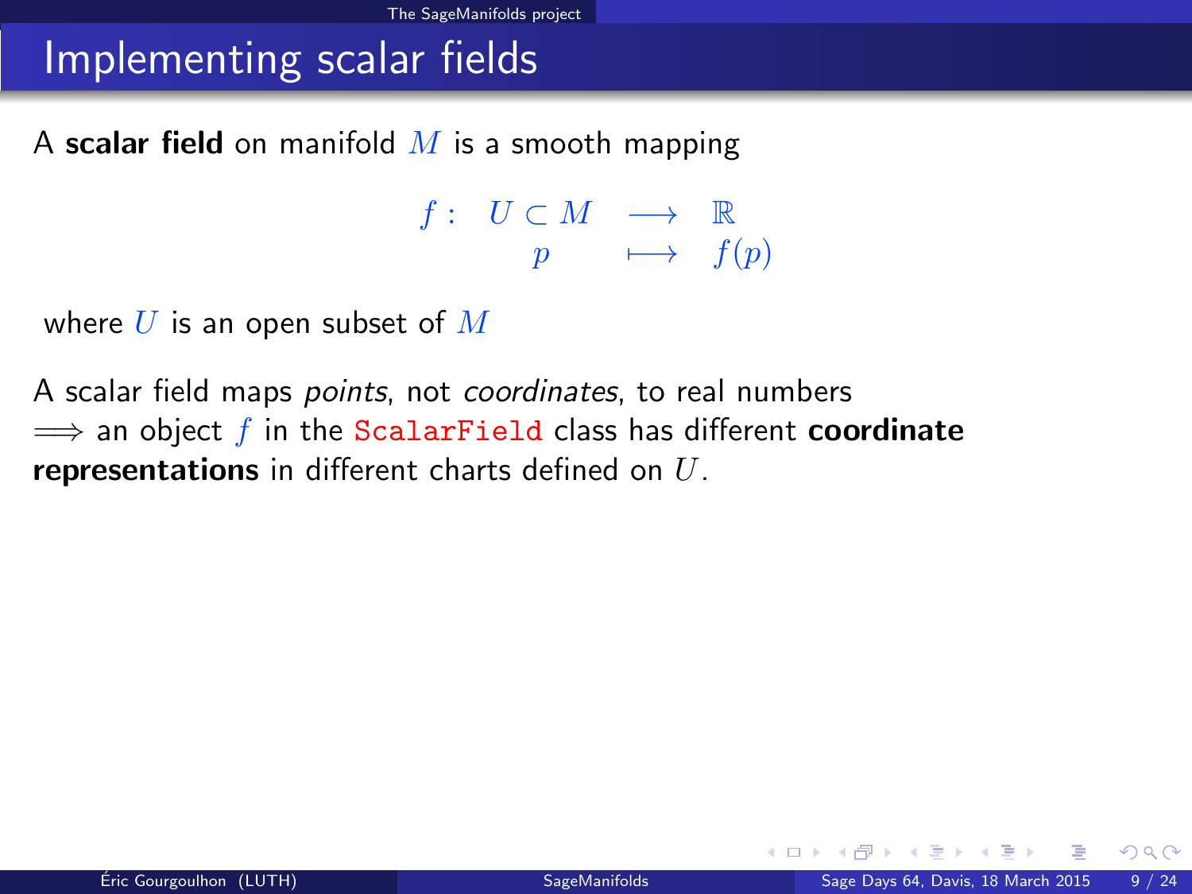# Implementing scalar fields

A **scalar field** on manifold $M$ is a smooth mapping

$$
\begin{array}{cccc}
f: & U \subset M & \longrightarrow & \mathbb{R} \\
 & p & \longmapsto & f(p)
\end{array}
$$

where $U$ is an open subset of $M$

A scalar field maps *points*, not *coordinates*, to real numbers
$\Longrightarrow$ an object $f$ in the `ScalarField` class has different **coordinate representations** in different charts defined on $U$.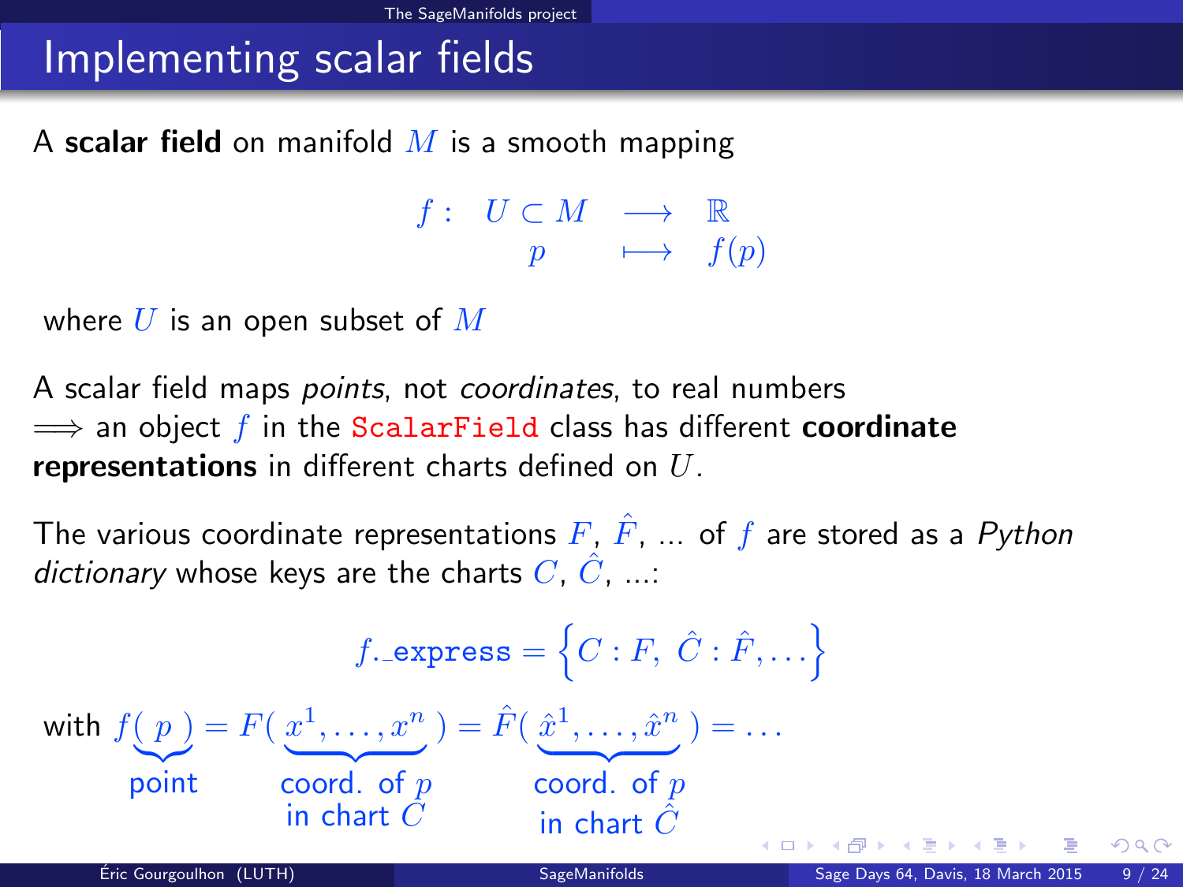# Implementing scalar fields

A **scalar field** on manifold $M$ is a smooth mapping

$$\begin{array}{rccc} f: & U \subset M & \longrightarrow & \mathbb{R} \\ & p & \longmapsto & f(p) \end{array}$$

where $U$ is an open subset of $M$

A scalar field maps *points*, not *coordinates*, to real numbers
$\Longrightarrow$ an object $f$ in the `ScalarField` class has different **coordinate representations** in different charts defined on $U$.

The various coordinate representations $F$, $\hat{F}$, ... of $f$ are stored as a *Python dictionary* whose keys are the charts $C$, $\hat{C}$, ...:

$$f.\_\texttt{express} = \left\{ C : F,\ \hat{C} : \hat{F}, \dots \right\}$$

with $\underbrace{f(\ p\ )}_{\text{point}} = F(\underbrace{x^1, \dots, x^n}_{\text{coord. of } p \text{ in chart } C}) = \hat{F}(\underbrace{\hat{x}^1, \dots, \hat{x}^n}_{\text{coord. of } p \text{ in chart } \hat{C}}) = \dots$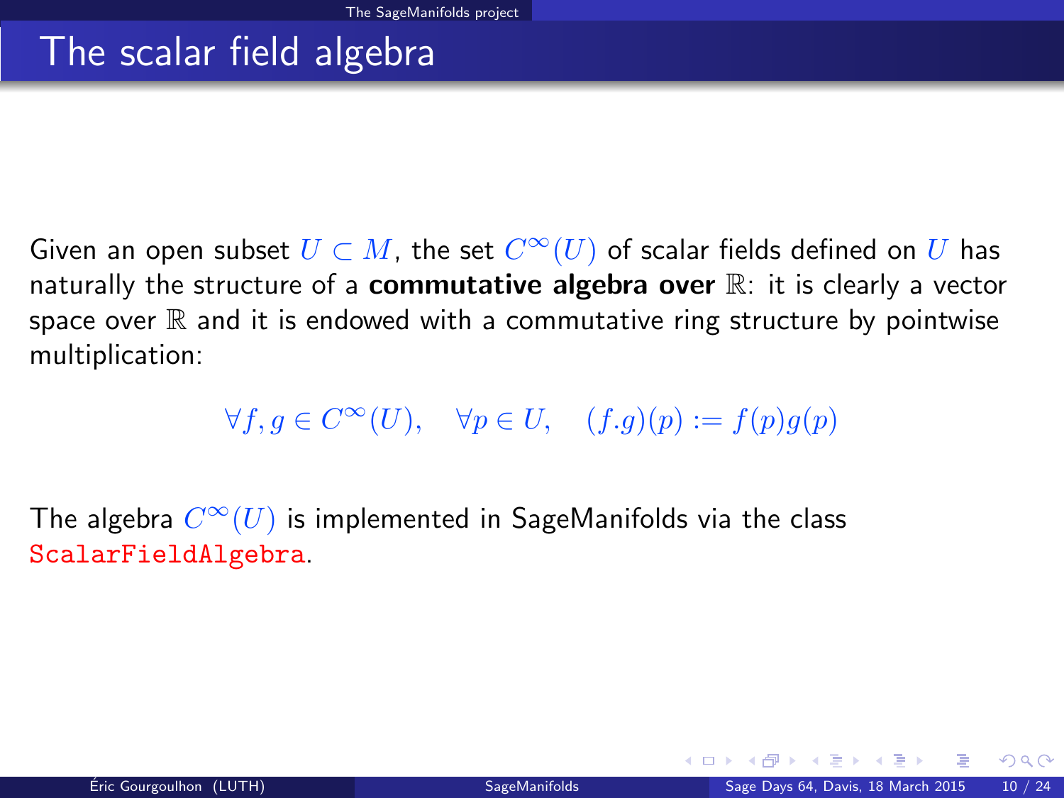# The scalar field algebra

Given an open subset $U \subset M$, the set $C^\infty(U)$ of scalar fields defined on $U$ has naturally the structure of a **commutative algebra over** $\mathbb{R}$: it is clearly a vector space over $\mathbb{R}$ and it is endowed with a commutative ring structure by pointwise multiplication:

$$\forall f, g \in C^\infty(U), \quad \forall p \in U, \quad (f.g)(p) := f(p)g(p)$$

The algebra $C^\infty(U)$ is implemented in SageManifolds via the class `ScalarFieldAlgebra`.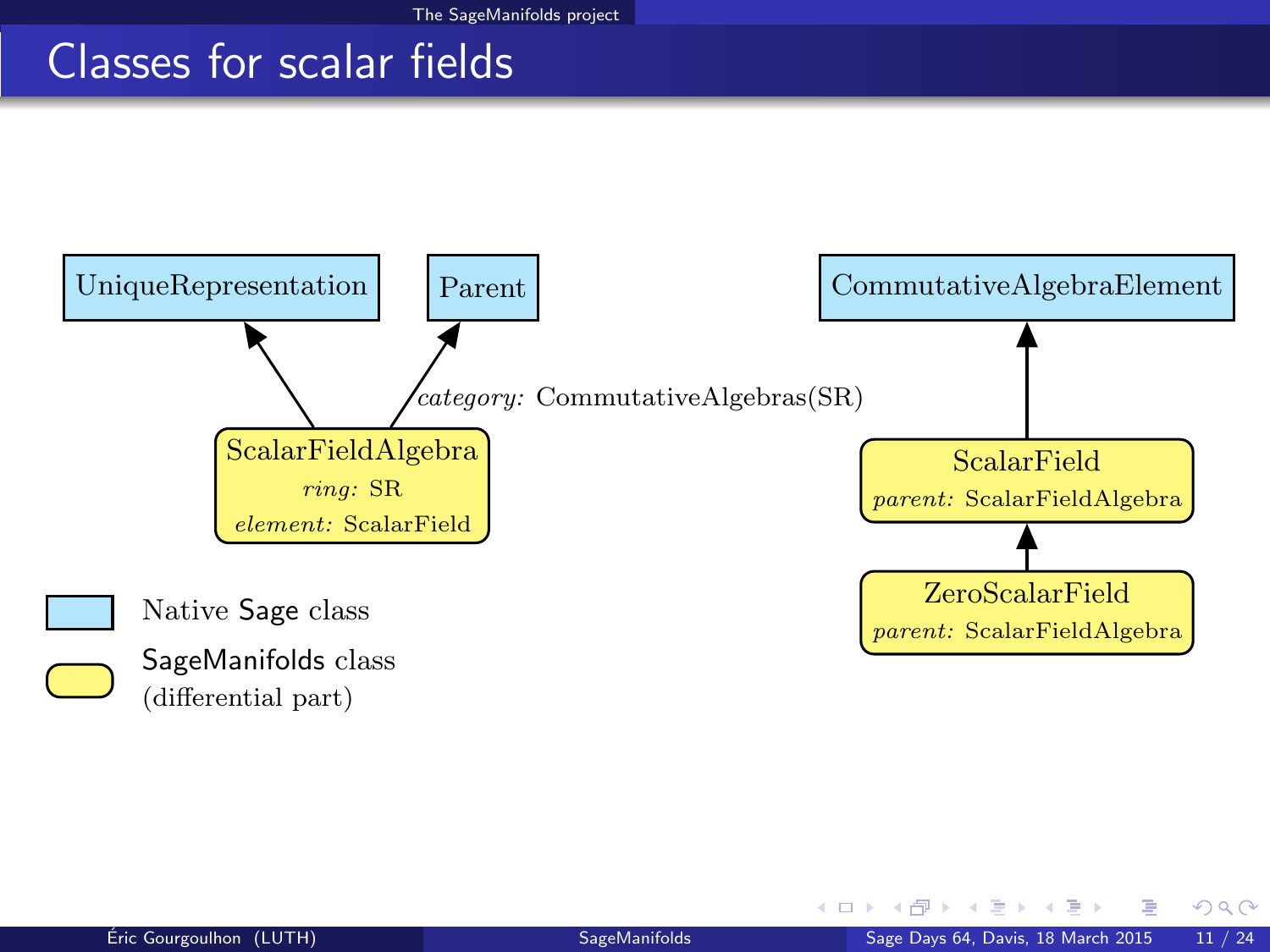# Classes for scalar fields

UniqueRepresentation

Parent

CommutativeAlgebraElement

*category:* CommutativeAlgebras(SR)

ScalarFieldAlgebra
*ring:* SR
*element:* ScalarField

ScalarField
*parent:* ScalarFieldAlgebra

ZeroScalarField
*parent:* ScalarFieldAlgebra

Native Sage class

SageManifolds class
(differential part)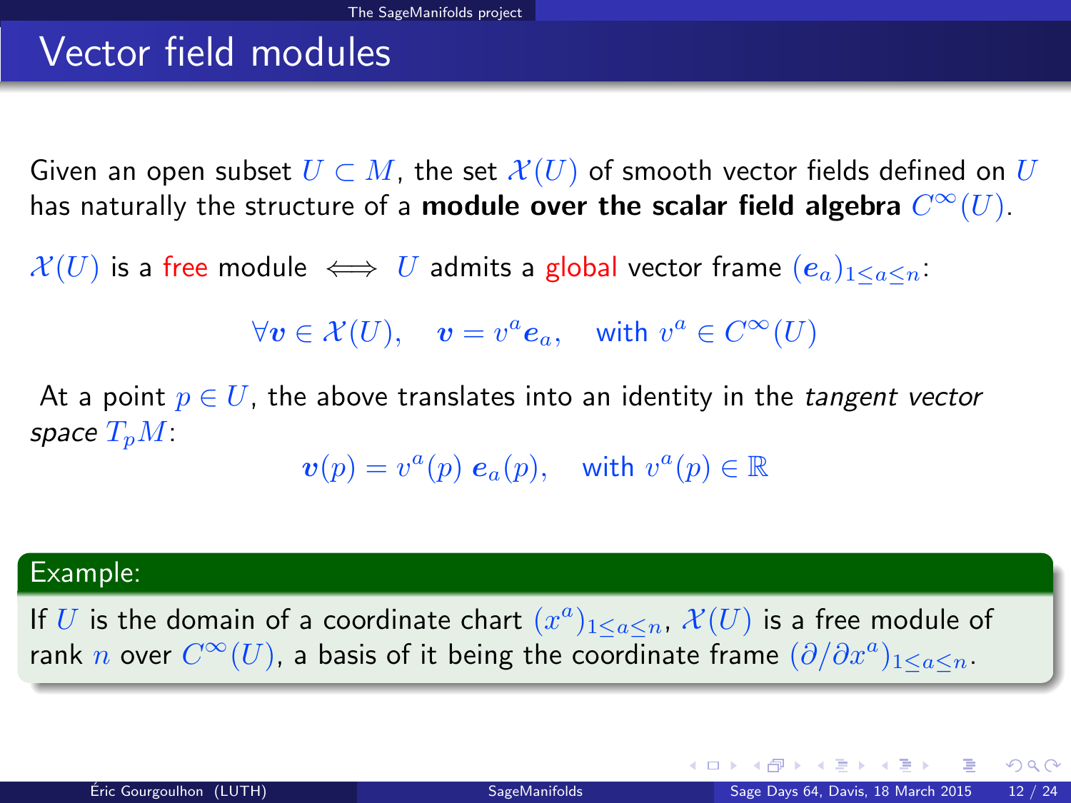# Vector field modules

Given an open subset $U \subset M$, the set $\mathcal{X}(U)$ of smooth vector fields defined on $U$ has naturally the structure of a **module over the scalar field algebra** $C^\infty(U)$.

$\mathcal{X}(U)$ is a free module $\iff$ $U$ admits a global vector frame $(\boldsymbol{e}_a)_{1\leq a\leq n}$:

$$\forall \boldsymbol{v} \in \mathcal{X}(U), \quad \boldsymbol{v} = v^a \boldsymbol{e}_a, \quad \text{with } v^a \in C^\infty(U)$$

At a point $p \in U$, the above translates into an identity in the *tangent vector space* $T_pM$:

$$\boldsymbol{v}(p) = v^a(p)\, \boldsymbol{e}_a(p), \quad \text{with } v^a(p) \in \mathbb{R}$$

**Example:**

If $U$ is the domain of a coordinate chart $(x^a)_{1\leq a\leq n}$, $\mathcal{X}(U)$ is a free module of rank $n$ over $C^\infty(U)$, a basis of it being the coordinate frame $(\partial/\partial x^a)_{1\leq a\leq n}$.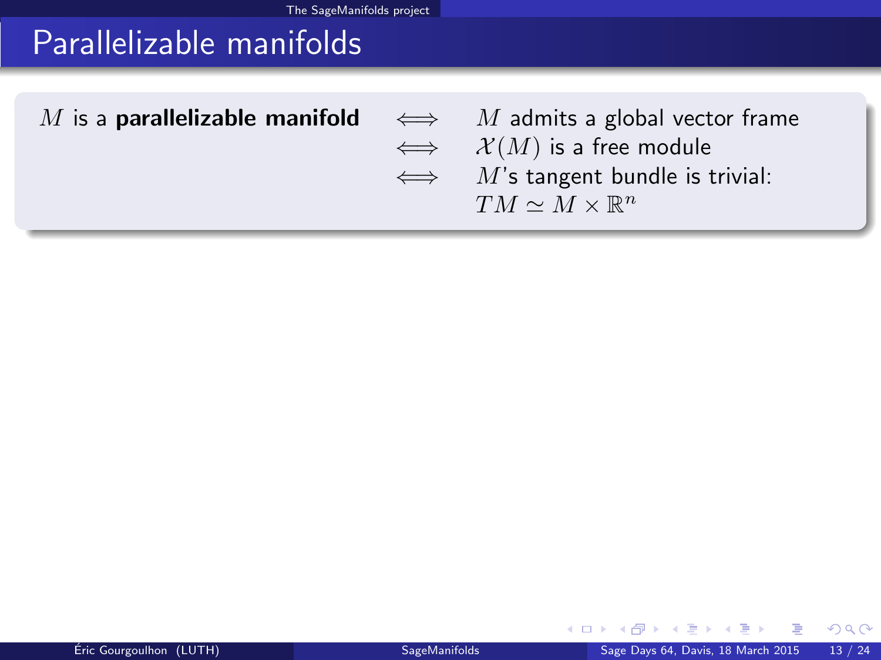# Parallelizable manifolds

$M$ is a **parallelizable manifold** $\iff$ $M$ admits a global vector frame
$\iff$ $\mathcal{X}(M)$ is a free module
$\iff$ $M$'s tangent bundle is trivial: $TM \simeq M \times \mathbb{R}^n$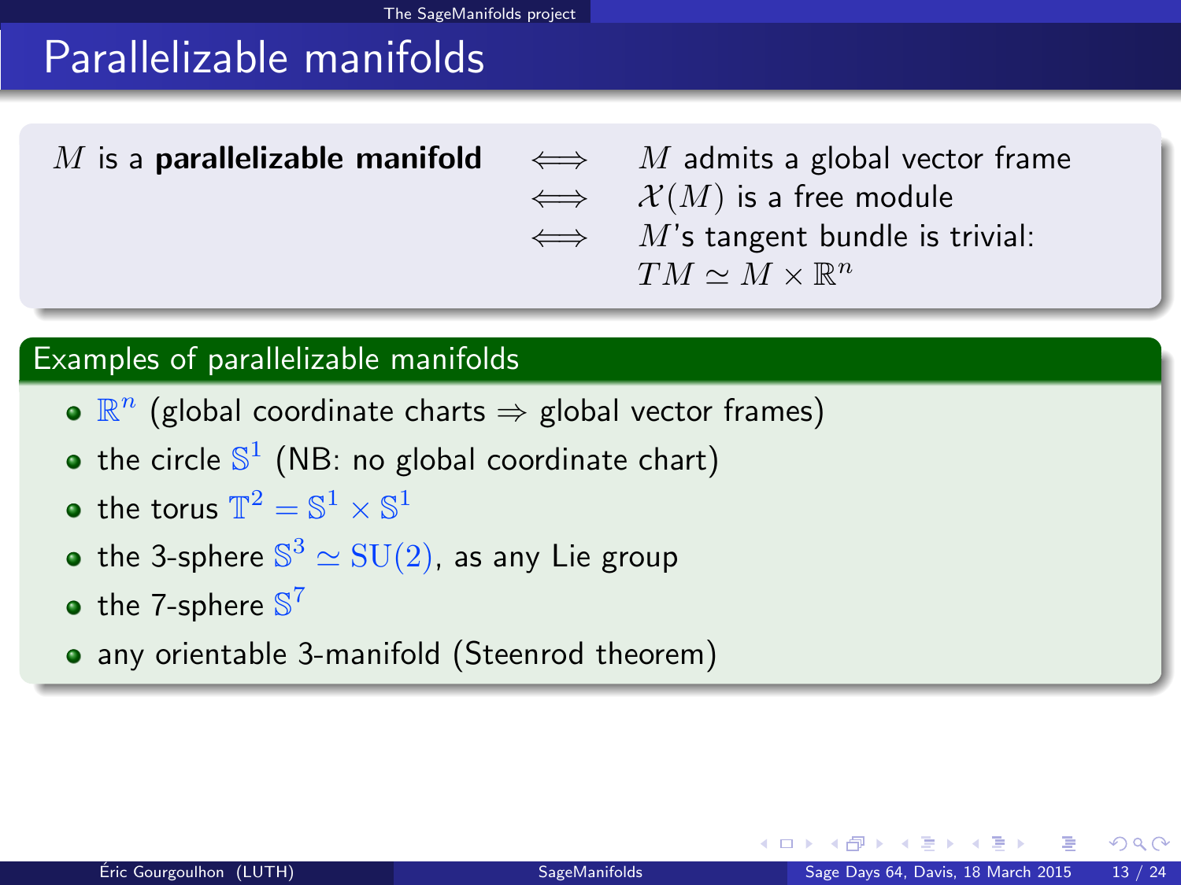# Parallelizable manifolds

$M$ is a **parallelizable manifold** $\iff$ $M$ admits a global vector frame
$\iff$ $\mathcal{X}(M)$ is a free module
$\iff$ $M$'s tangent bundle is trivial: $TM \simeq M \times \mathbb{R}^n$

## Examples of parallelizable manifolds

- $\mathbb{R}^n$ (global coordinate charts $\Rightarrow$ global vector frames)
- the circle $\mathbb{S}^1$ (NB: no global coordinate chart)
- the torus $\mathbb{T}^2 = \mathbb{S}^1 \times \mathbb{S}^1$
- the 3-sphere $\mathbb{S}^3 \simeq \mathrm{SU}(2)$, as any Lie group
- the 7-sphere $\mathbb{S}^7$
- any orientable 3-manifold (Steenrod theorem)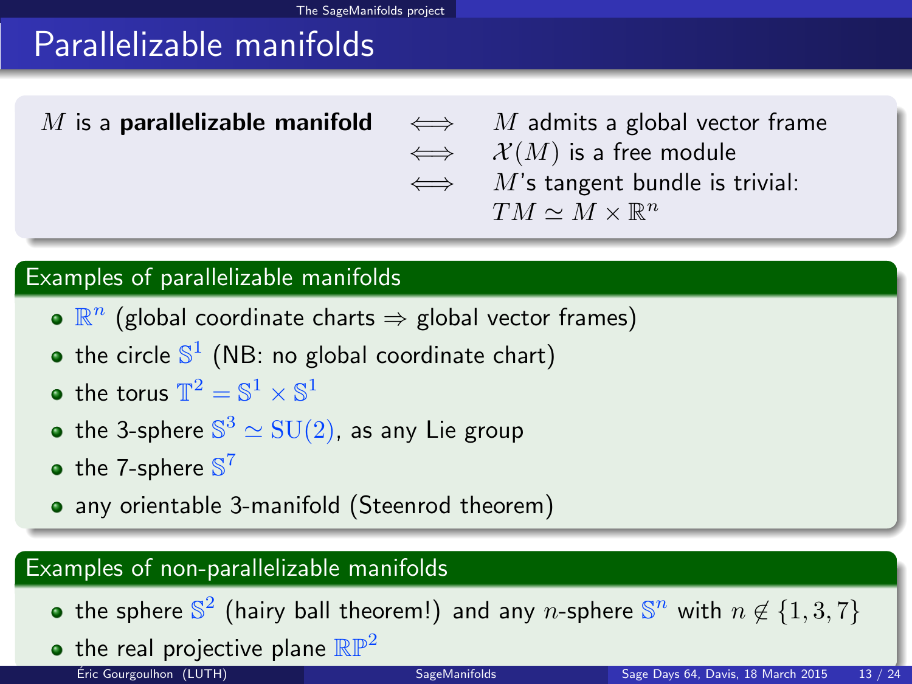# Parallelizable manifolds

$M$ is a **parallelizable manifold** $\iff$ $M$ admits a global vector frame
$\iff$ $\mathcal{X}(M)$ is a free module
$\iff$ $M$'s tangent bundle is trivial: $TM \simeq M \times \mathbb{R}^n$

## Examples of parallelizable manifolds

- $\mathbb{R}^n$ (global coordinate charts $\Rightarrow$ global vector frames)
- the circle $\mathbb{S}^1$ (NB: no global coordinate chart)
- the torus $\mathbb{T}^2 = \mathbb{S}^1 \times \mathbb{S}^1$
- the 3-sphere $\mathbb{S}^3 \simeq \mathrm{SU}(2)$, as any Lie group
- the 7-sphere $\mathbb{S}^7$
- any orientable 3-manifold (Steenrod theorem)

## Examples of non-parallelizable manifolds

- the sphere $\mathbb{S}^2$ (hairy ball theorem!) and any $n$-sphere $\mathbb{S}^n$ with $n \notin \{1, 3, 7\}$
- the real projective plane $\mathbb{RP}^2$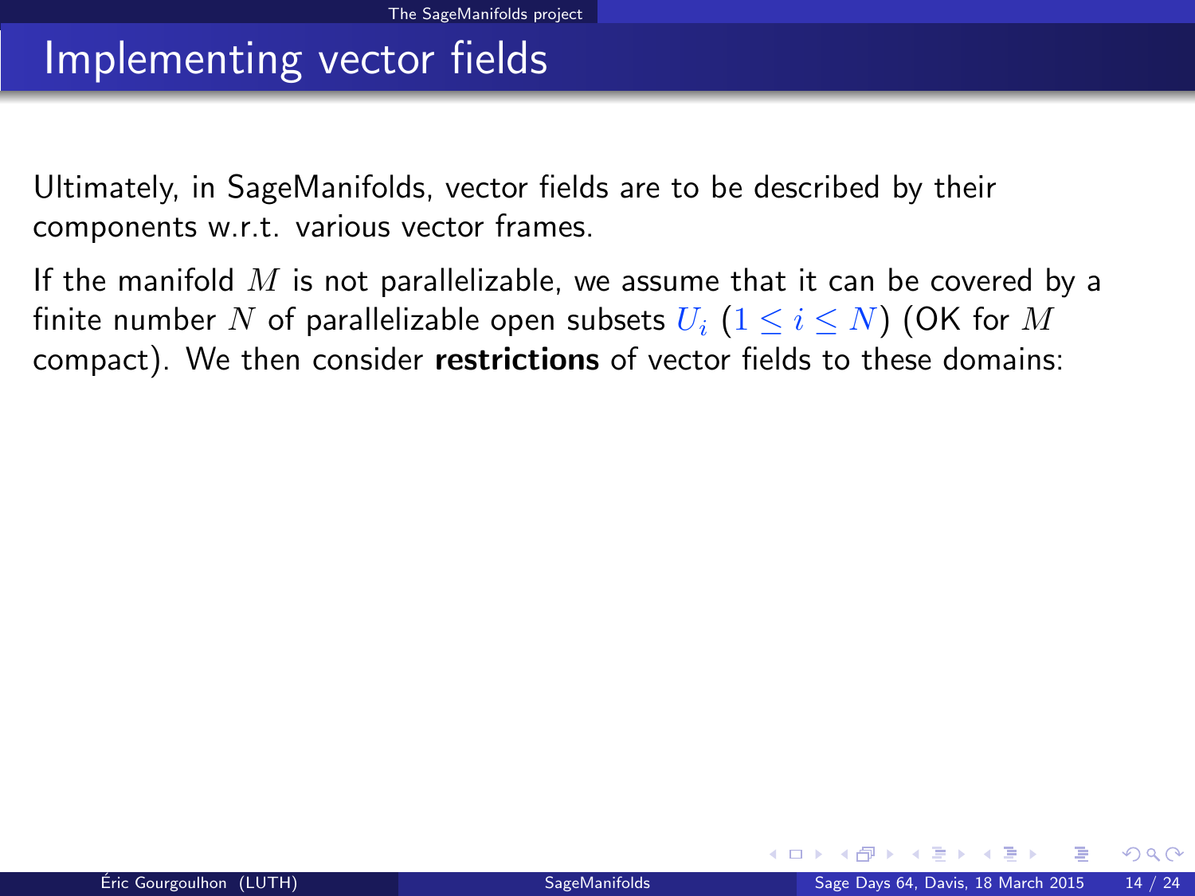# Implementing vector fields

Ultimately, in SageManifolds, vector fields are to be described by their components w.r.t. various vector frames.

If the manifold $M$ is not parallelizable, we assume that it can be covered by a finite number $N$ of parallelizable open subsets $U_i$ ($1 \leq i \leq N$) (OK for $M$ compact). We then consider **restrictions** of vector fields to these domains: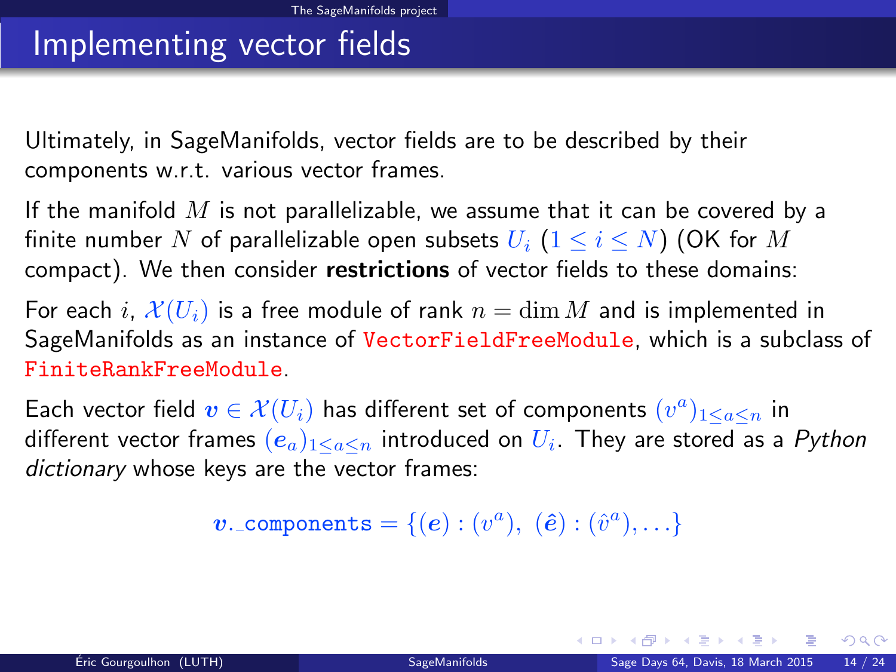# Implementing vector fields

Ultimately, in SageManifolds, vector fields are to be described by their components w.r.t. various vector frames.

If the manifold $M$ is not parallelizable, we assume that it can be covered by a finite number $N$ of parallelizable open subsets $U_i$ ($1 \leq i \leq N$) (OK for $M$ compact). We then consider **restrictions** of vector fields to these domains:

For each $i$, $\mathcal{X}(U_i)$ is a free module of rank $n = \dim M$ and is implemented in SageManifolds as an instance of `VectorFieldFreeModule`, which is a subclass of `FiniteRankFreeModule`.

Each vector field $\boldsymbol{v} \in \mathcal{X}(U_i)$ has different set of components $(v^a)_{1 \leq a \leq n}$ in different vector frames $(\boldsymbol{e}_a)_{1 \leq a \leq n}$ introduced on $U_i$. They are stored as a *Python dictionary* whose keys are the vector frames:

$$\boldsymbol{v}.\texttt{\_components} = \{(\boldsymbol{e}) : (v^a),\ (\hat{\boldsymbol{e}}) : (\hat{v}^a), \ldots\}$$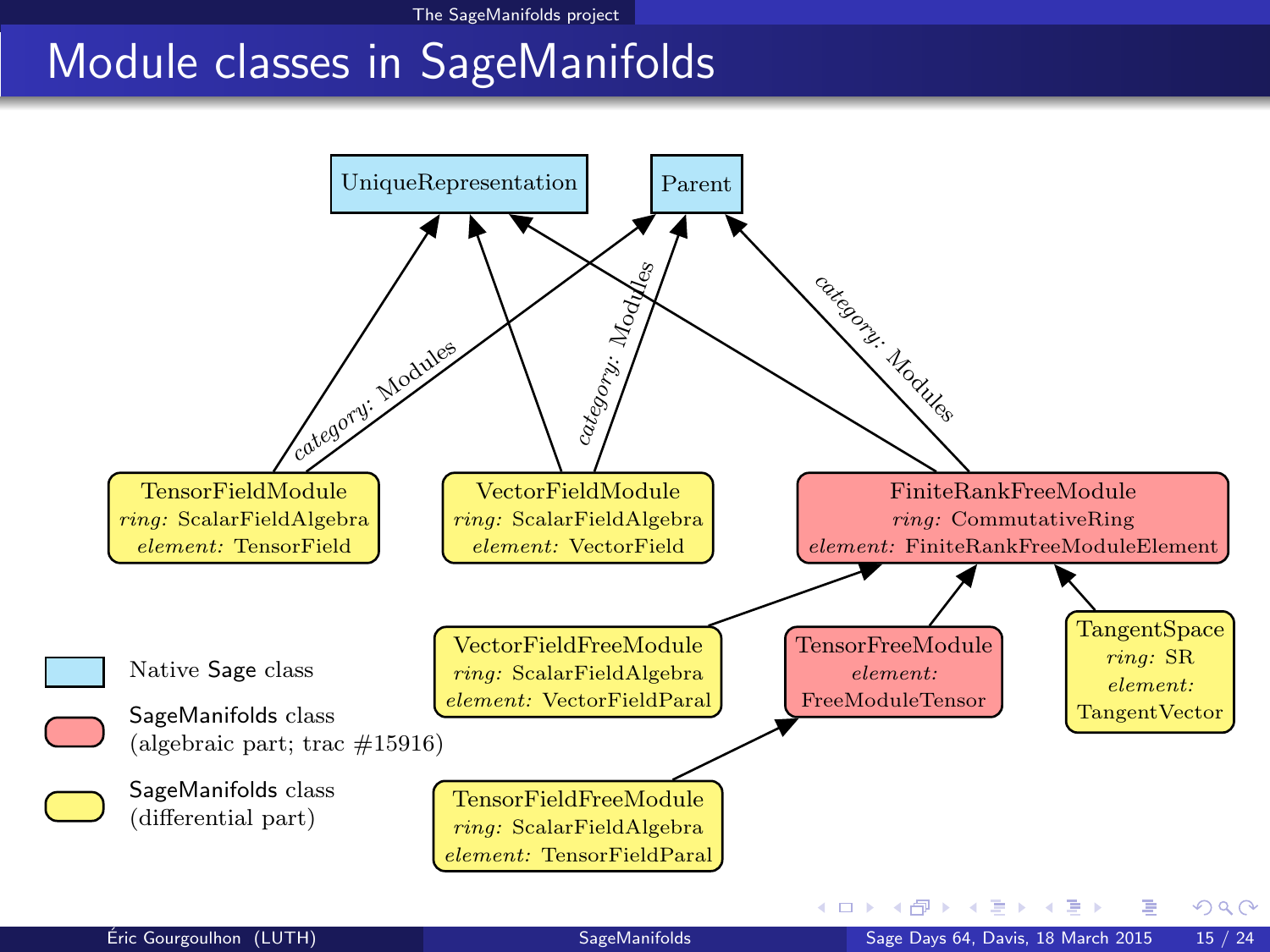# Module classes in SageManifolds

UniqueRepresentation

Parent

*category:* Modules

*category:* Modules

*category:* Modules

**TensorFieldModule**
*ring:* ScalarFieldAlgebra
*element:* TensorField

**VectorFieldModule**
*ring:* ScalarFieldAlgebra
*element:* VectorField

**FiniteRankFreeModule**
*ring:* CommutativeRing
*element:* FiniteRankFreeModuleElement

**VectorFieldFreeModule**
*ring:* ScalarFieldAlgebra
*element:* VectorFieldParal

**TensorFreeModule**
*element:* FreeModuleTensor

**TangentSpace**
*ring:* SR
*element:* TangentVector

**TensorFieldFreeModule**
*ring:* ScalarFieldAlgebra
*element:* TensorFieldParal

- Native Sage class
- SageManifolds class (algebraic part; trac #15916)
- SageManifolds class (differential part)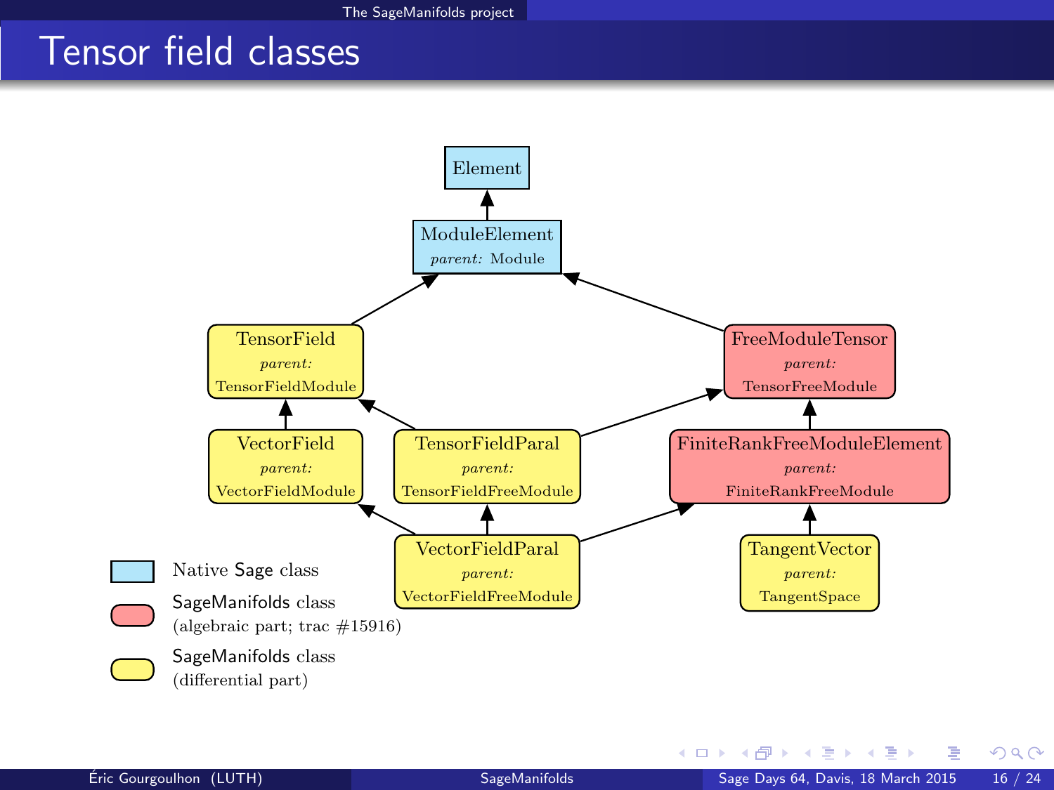# Tensor field classes

Element

ModuleElement
*parent:* Module

TensorField
*parent:* TensorFieldModule

FreeModuleTensor
*parent:* TensorFreeModule

VectorField
*parent:* VectorFieldModule

TensorFieldParal
*parent:* TensorFieldFreeModule

FiniteRankFreeModuleElement
*parent:* FiniteRankFreeModule

VectorFieldParal
*parent:* VectorFieldFreeModule

TangentVector
*parent:* TangentSpace

- Native Sage class
- SageManifolds class (algebraic part; trac #15916)
- SageManifolds class (differential part)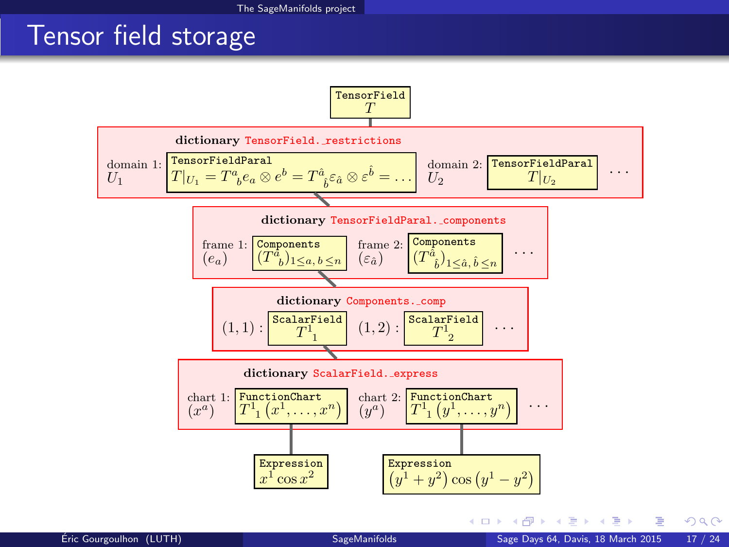# Tensor field storage

TensorField
$T$

**dictionary** `TensorField._restrictions`

domain 1: $U_1$ — TensorFieldParal
$T|_{U_1} = T^a{}_b e_a \otimes e^b = T^{\hat{a}}{}_{\hat{b}} \varepsilon_{\hat{a}} \otimes \varepsilon^{\hat{b}} = \ldots$

domain 2: $U_2$ — TensorFieldParal
$T|_{U_2}$

$\ldots$

**dictionary** `TensorFieldParal._components`

frame 1: $(e_a)$ — Components
$(T^a{}_b)_{1 \le a,\, b \le n}$

frame 2: $(\varepsilon_{\hat{a}})$ — Components
$(T^{\hat{a}}{}_{\hat{b}})_{1 \le \hat{a},\, \hat{b} \le n}$

$\ldots$

**dictionary** `Components._comp`

$(1,1)$ : ScalarField
$T^1{}_1$

$(1,2)$ : ScalarField
$T^1{}_2$

$\ldots$

**dictionary** `ScalarField._express`

chart 1: $(x^a)$ — FunctionChart
$T^1{}_1 \left(x^1, \ldots, x^n\right)$

chart 2: $(y^a)$ — FunctionChart
$T^1{}_1 \left(y^1, \ldots, y^n\right)$

$\ldots$

Expression
$x^1 \cos x^2$

Expression
$\left(y^1 + y^2\right) \cos\left(y^1 - y^2\right)$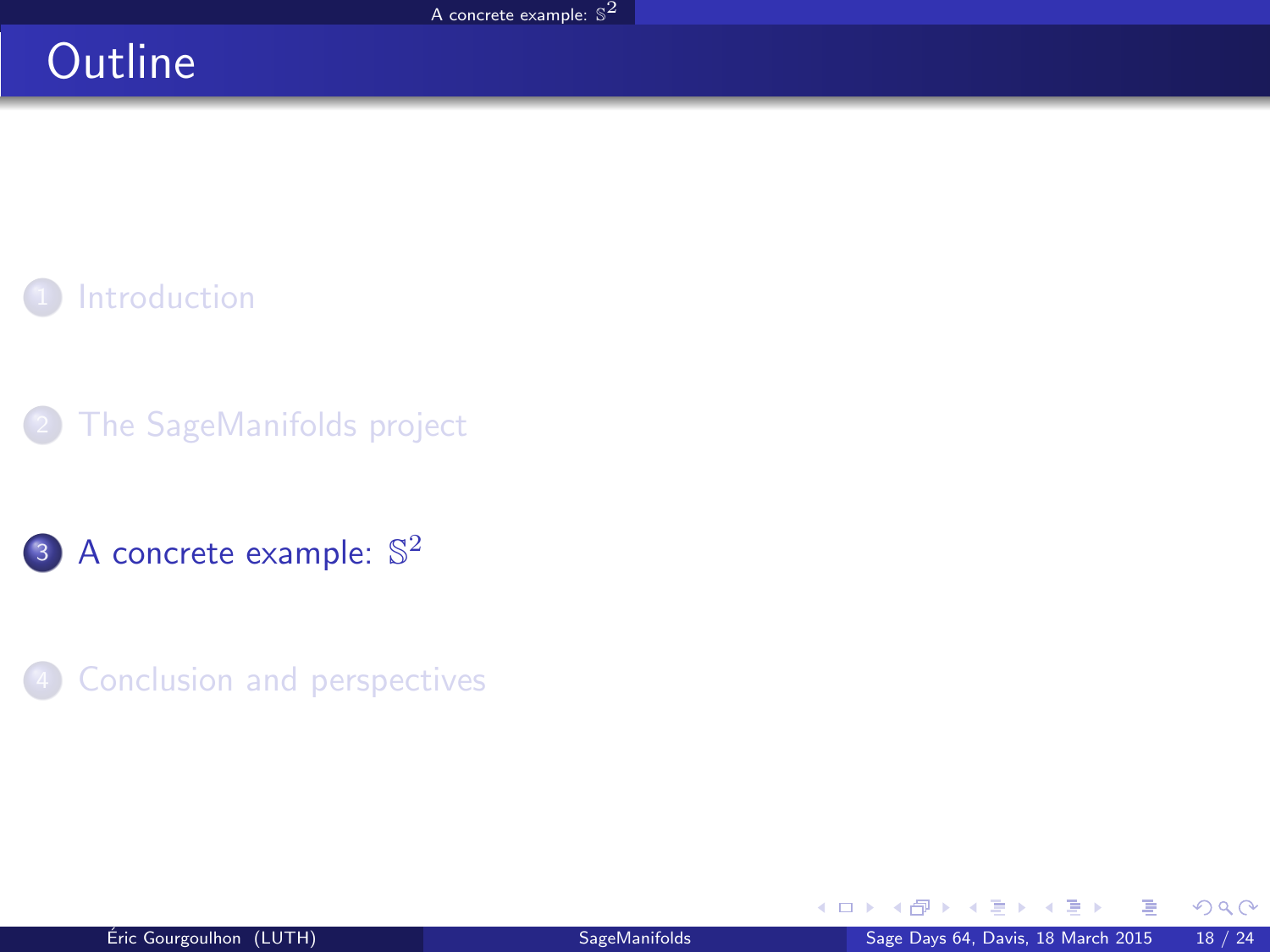# Outline

1. Introduction

2. The SageManifolds project

3. A concrete example: $\mathbb{S}^2$

4. Conclusion and perspectives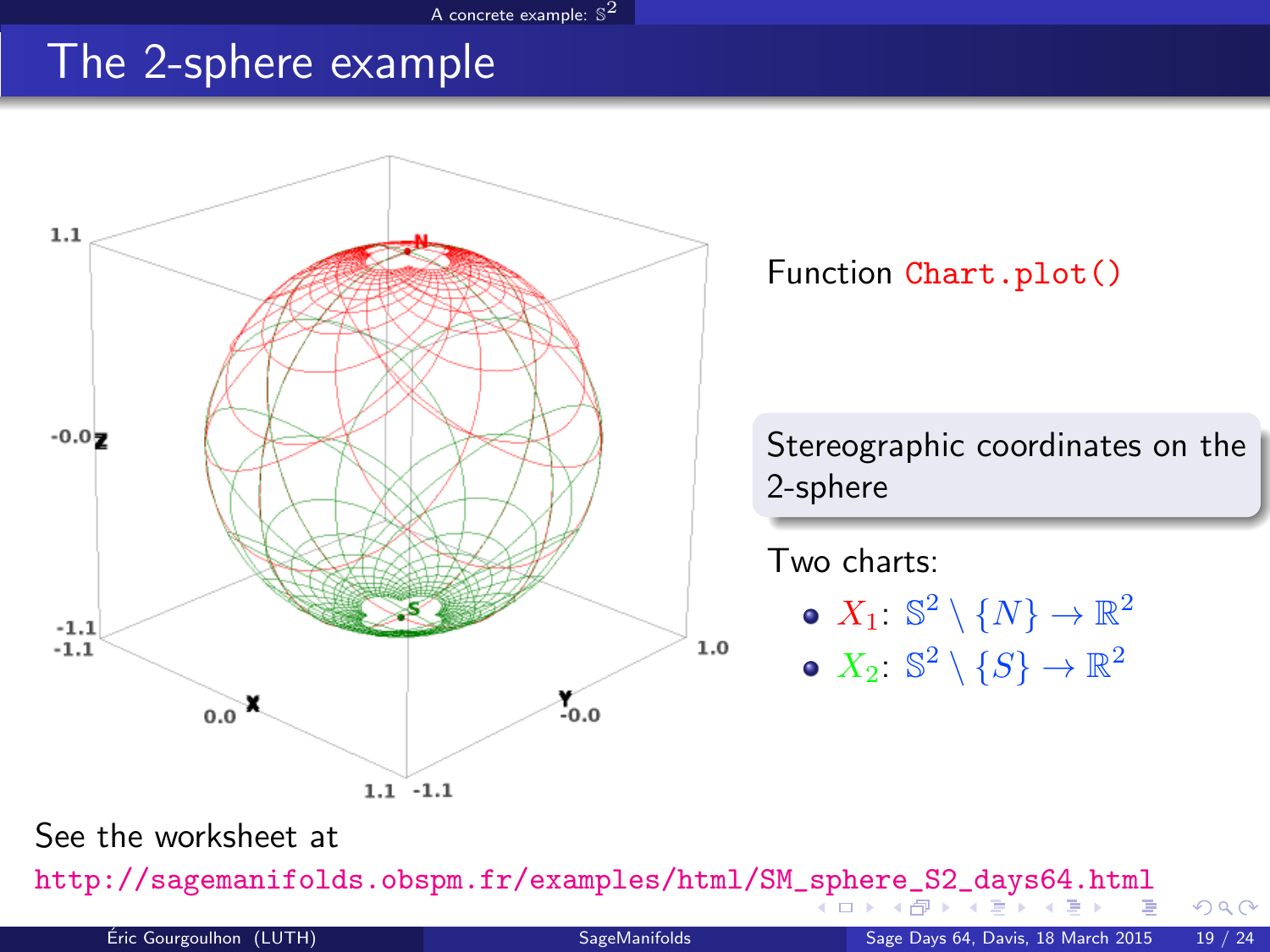# The 2-sphere example

Function `Chart.plot()`

**Stereographic coordinates on the 2-sphere**

Two charts:

- $X_1$: $\mathbb{S}^2 \setminus \{N\} \to \mathbb{R}^2$
- $X_2$: $\mathbb{S}^2 \setminus \{S\} \to \mathbb{R}^2$

See the worksheet at

http://sagemanifolds.obspm.fr/examples/html/SM_sphere_S2_days64.html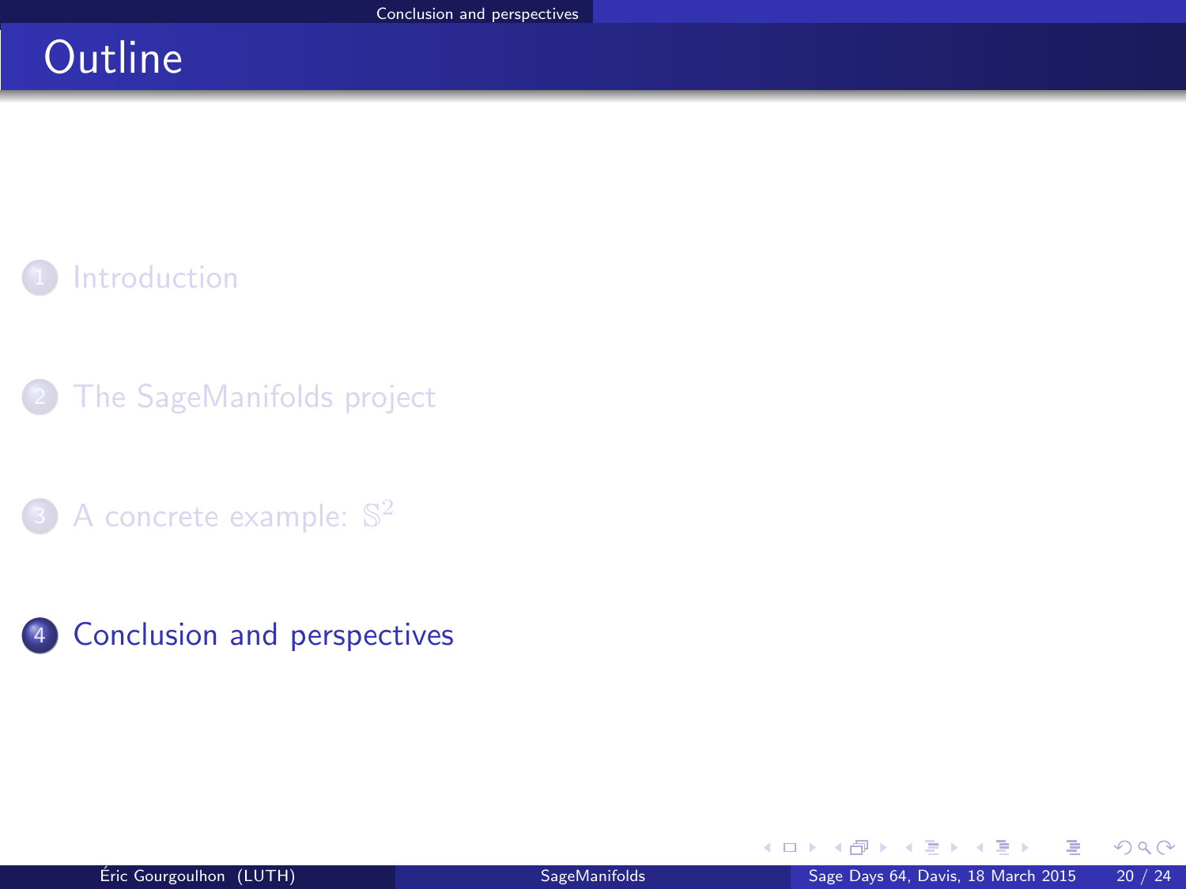# Outline

1. Introduction
2. The SageManifolds project
3. A concrete example: $\mathbb{S}^2$
4. Conclusion and perspectives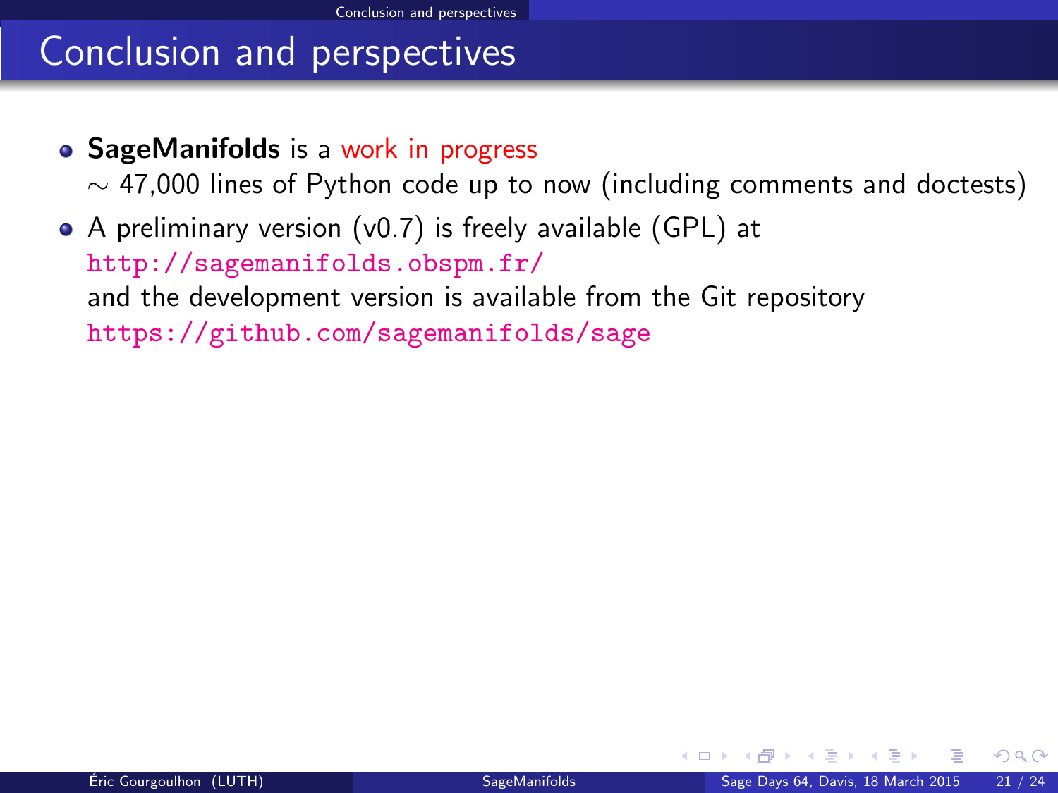# Conclusion and perspectives

- **SageManifolds** is a work in progress
  $\sim$ 47,000 lines of Python code up to now (including comments and doctests)
- A preliminary version (v0.7) is freely available (GPL) at
  `http://sagemanifolds.obspm.fr/`
  and the development version is available from the Git repository
  `https://github.com/sagemanifolds/sage`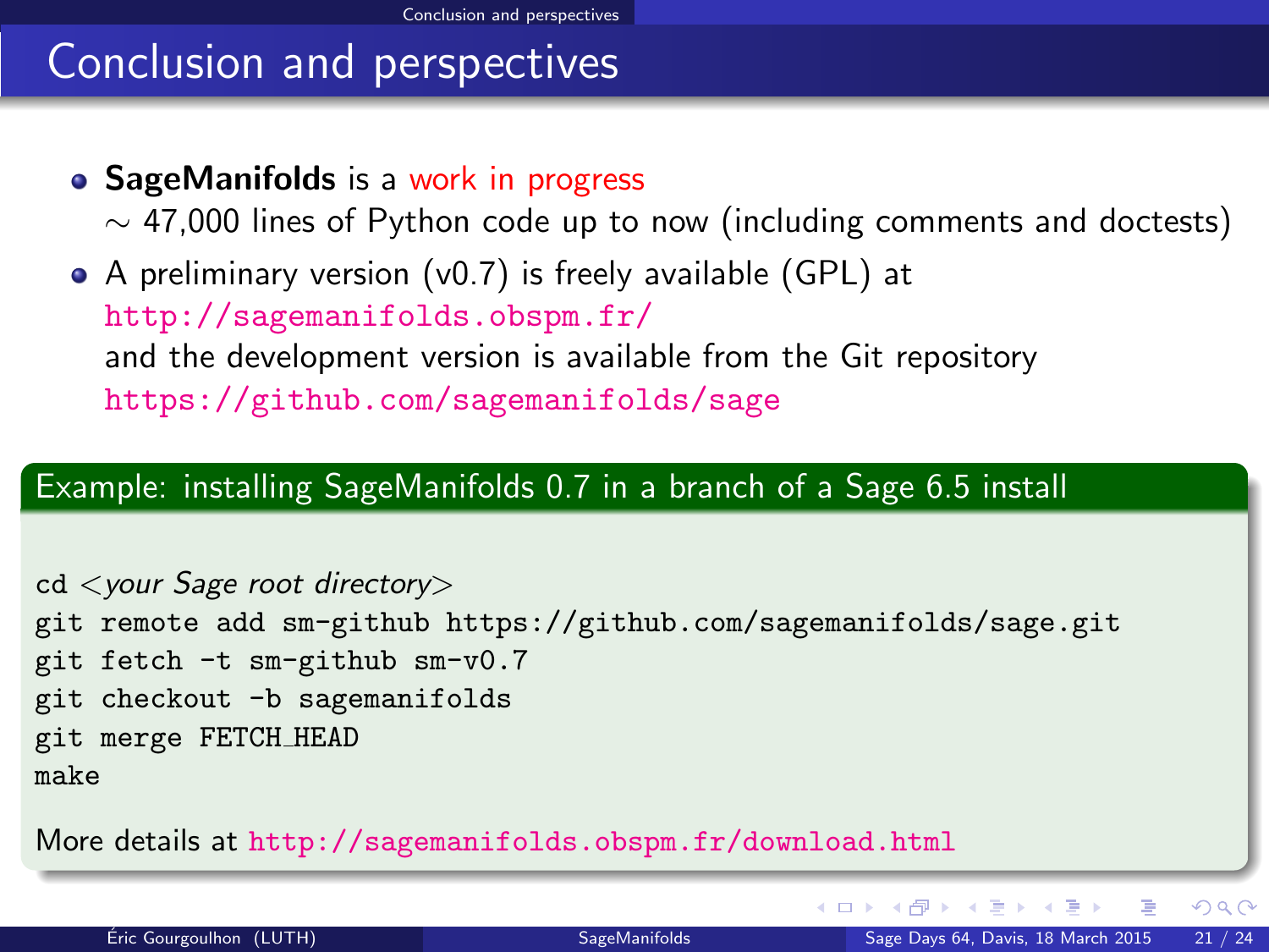# Conclusion and perspectives

- **SageManifolds** is a work in progress
  $\sim$ 47,000 lines of Python code up to now (including comments and doctests)
- A preliminary version (v0.7) is freely available (GPL) at
  http://sagemanifolds.obspm.fr/
  and the development version is available from the Git repository
  https://github.com/sagemanifolds/sage

## Example: installing SageManifolds 0.7 in a branch of a Sage 6.5 install

```
cd <your Sage root directory>
git remote add sm-github https://github.com/sagemanifolds/sage.git
git fetch -t sm-github sm-v0.7
git checkout -b sagemanifolds
git merge FETCH_HEAD
make
```

More details at http://sagemanifolds.obspm.fr/download.html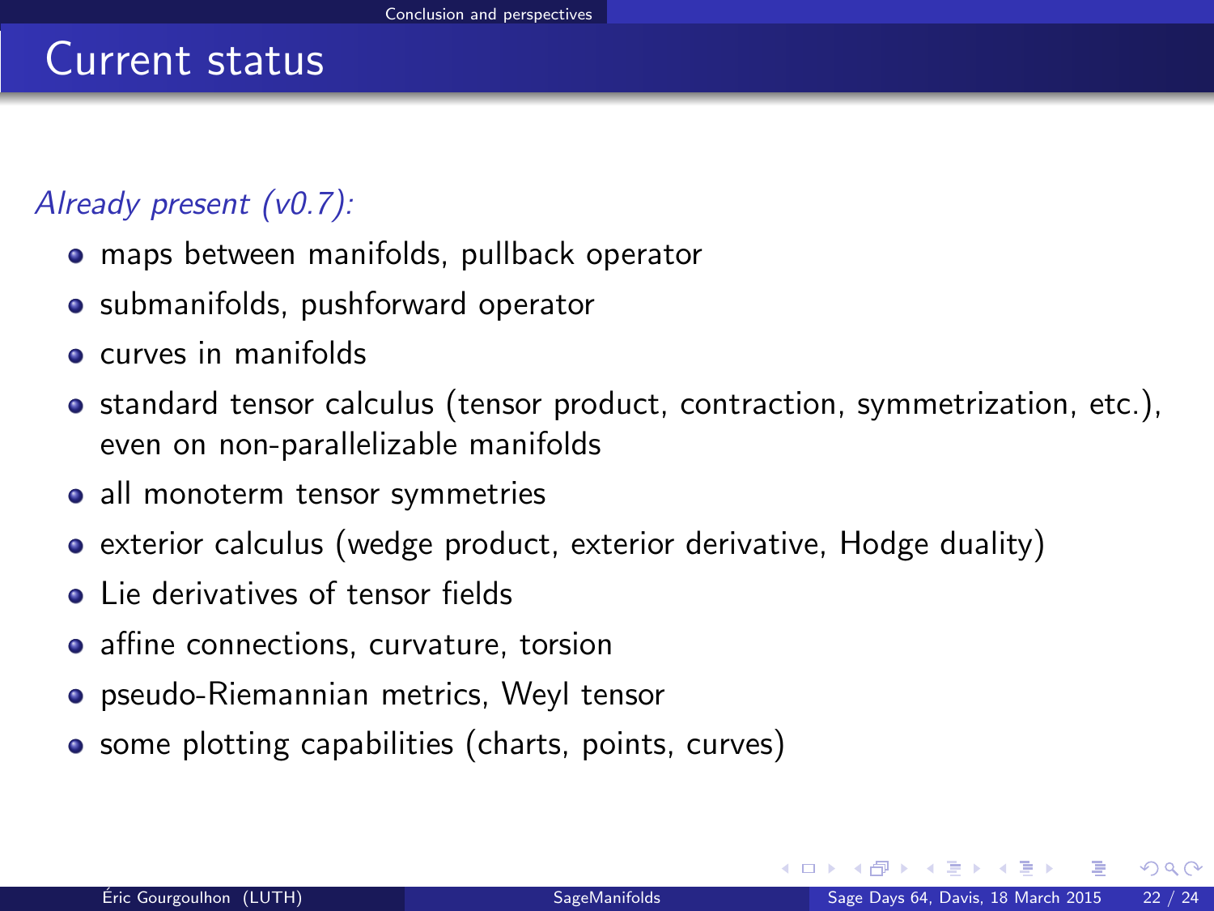## Current status

*Already present (v0.7):*

- maps between manifolds, pullback operator
- submanifolds, pushforward operator
- curves in manifolds
- standard tensor calculus (tensor product, contraction, symmetrization, etc.), even on non-parallelizable manifolds
- all monoterm tensor symmetries
- exterior calculus (wedge product, exterior derivative, Hodge duality)
- Lie derivatives of tensor fields
- affine connections, curvature, torsion
- pseudo-Riemannian metrics, Weyl tensor
- some plotting capabilities (charts, points, curves)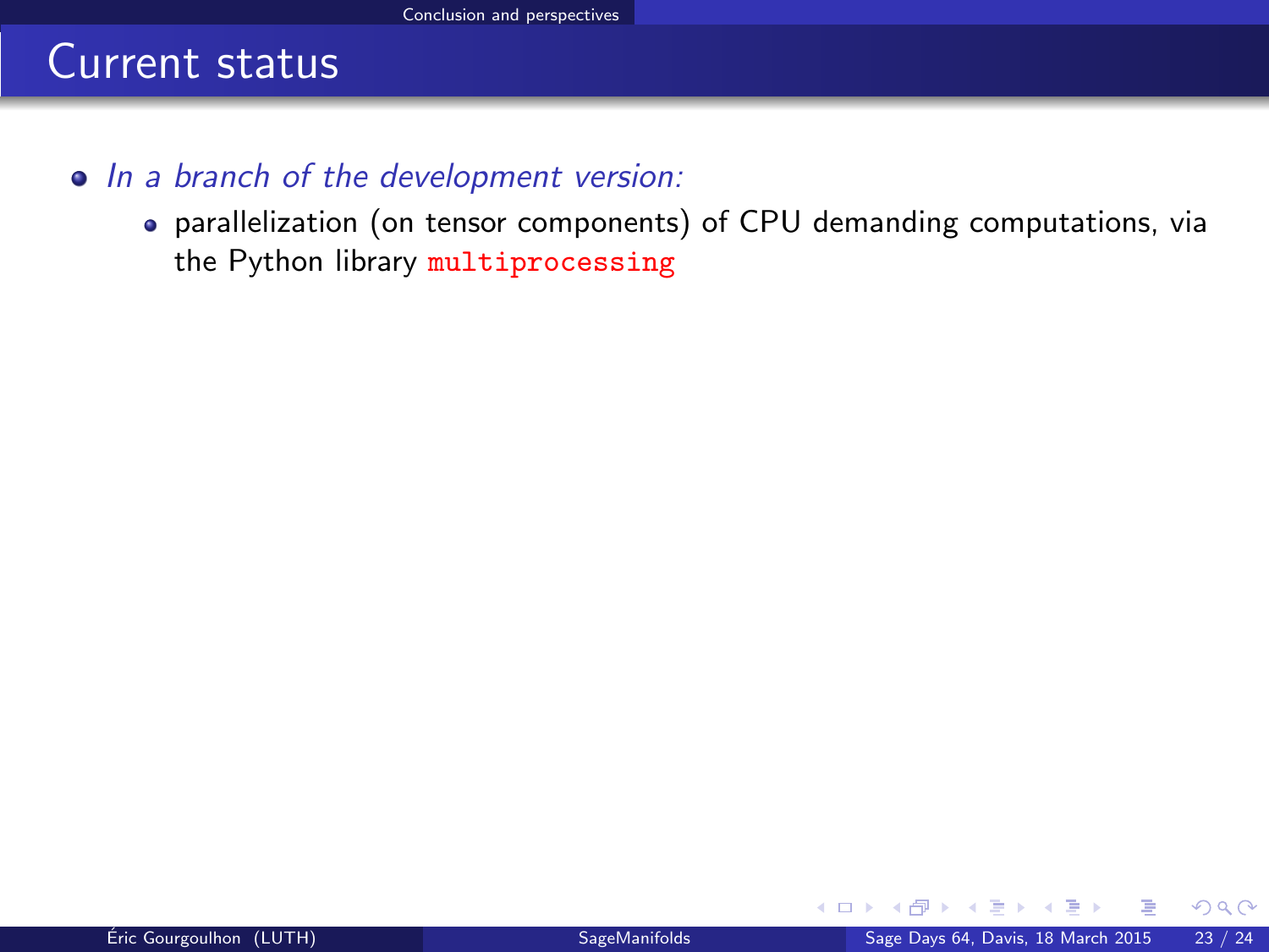# Current status

- *In a branch of the development version:*
  - parallelization (on tensor components) of CPU demanding computations, via the Python library `multiprocessing`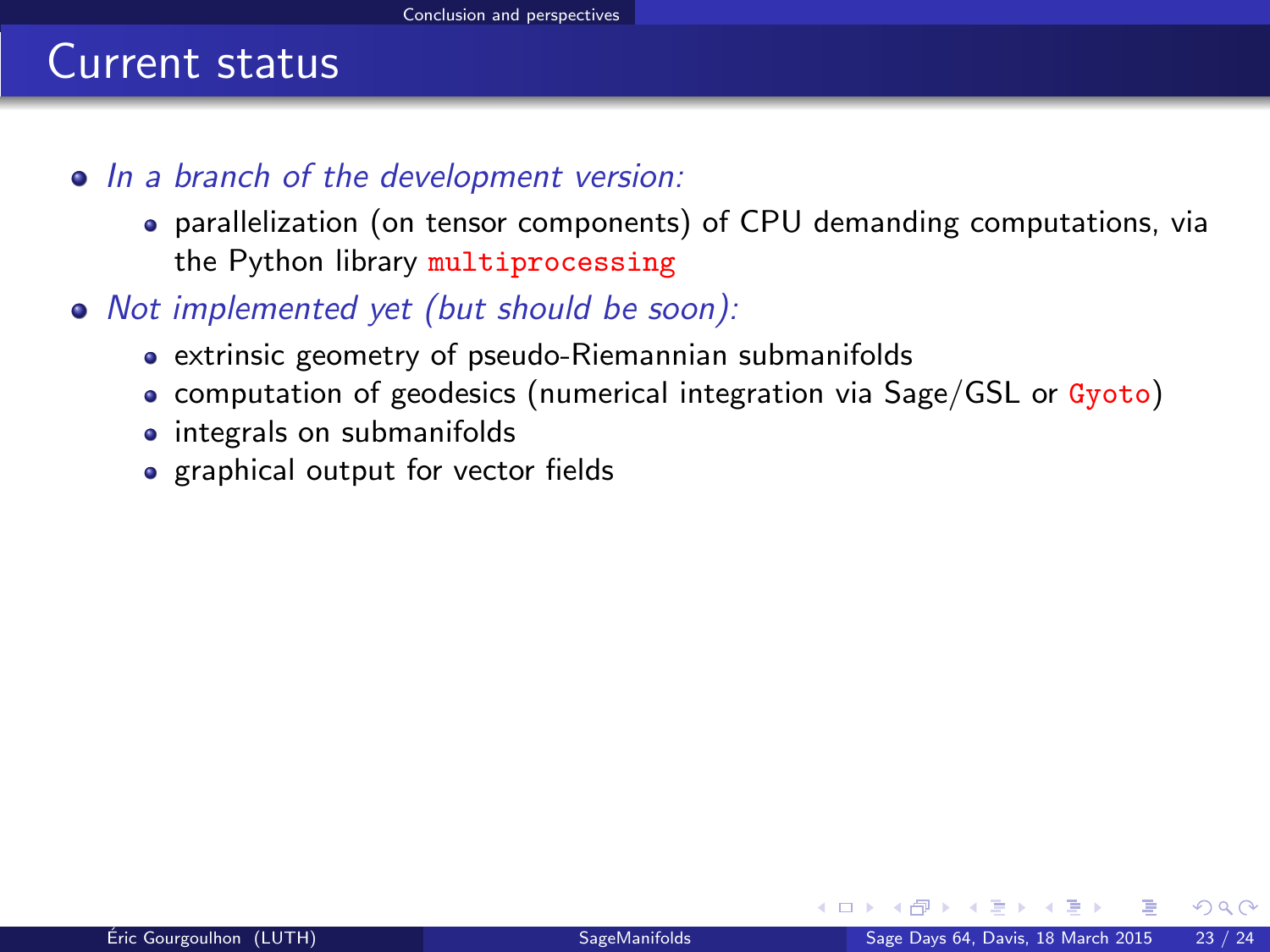# Current status

- *In a branch of the development version:*
  - parallelization (on tensor components) of CPU demanding computations, via the Python library `multiprocessing`
- *Not implemented yet (but should be soon):*
  - extrinsic geometry of pseudo-Riemannian submanifolds
  - computation of geodesics (numerical integration via Sage/GSL or `Gyoto`)
  - integrals on submanifolds
  - graphical output for vector fields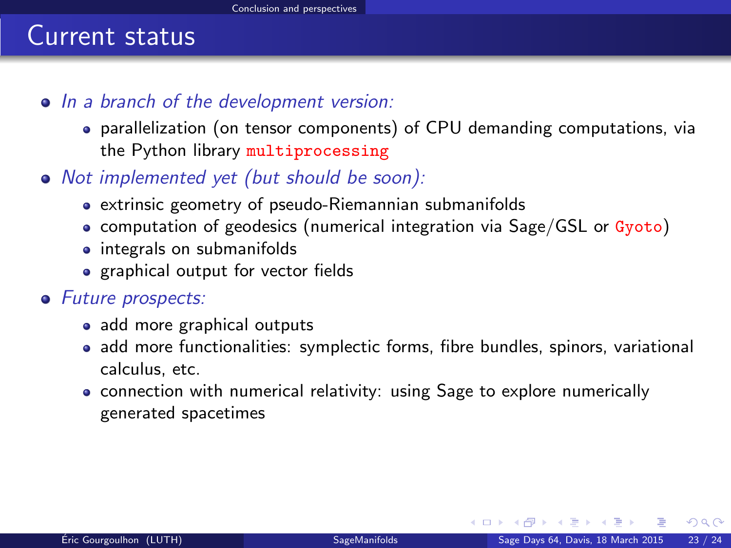# Current status

- *In a branch of the development version:*
  - parallelization (on tensor components) of CPU demanding computations, via the Python library `multiprocessing`
- *Not implemented yet (but should be soon):*
  - extrinsic geometry of pseudo-Riemannian submanifolds
  - computation of geodesics (numerical integration via Sage/GSL or `Gyoto`)
  - integrals on submanifolds
  - graphical output for vector fields
- *Future prospects:*
  - add more graphical outputs
  - add more functionalities: symplectic forms, fibre bundles, spinors, variational calculus, etc.
  - connection with numerical relativity: using Sage to explore numerically generated spacetimes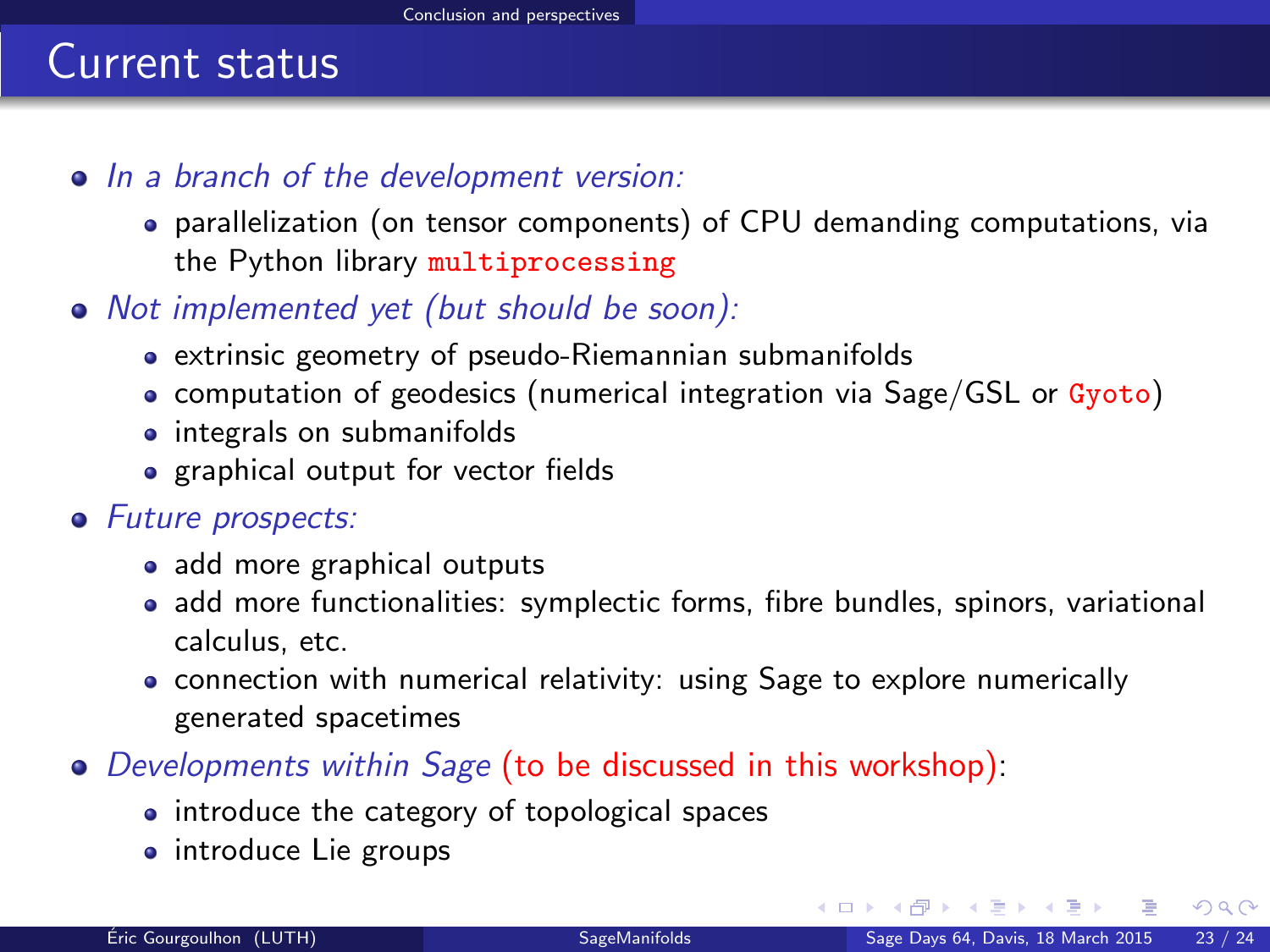# Current status

- *In a branch of the development version:*
  - parallelization (on tensor components) of CPU demanding computations, via the Python library `multiprocessing`
- *Not implemented yet (but should be soon):*
  - extrinsic geometry of pseudo-Riemannian submanifolds
  - computation of geodesics (numerical integration via Sage/GSL or `Gyoto`)
  - integrals on submanifolds
  - graphical output for vector fields
- *Future prospects:*
  - add more graphical outputs
  - add more functionalities: symplectic forms, fibre bundles, spinors, variational calculus, etc.
  - connection with numerical relativity: using Sage to explore numerically generated spacetimes
- *Developments within Sage* (to be discussed in this workshop):
  - introduce the category of topological spaces
  - introduce Lie groups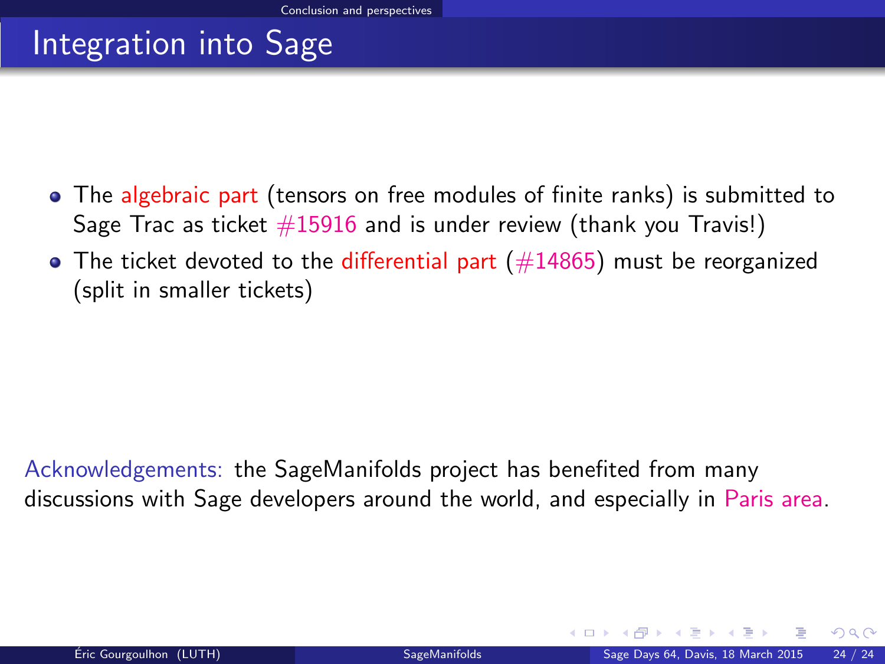# Integration into Sage

- The algebraic part (tensors on free modules of finite ranks) is submitted to Sage Trac as ticket #15916 and is under review (thank you Travis!)
- The ticket devoted to the differential part (#14865) must be reorganized (split in smaller tickets)

Acknowledgements: the SageManifolds project has benefited from many discussions with Sage developers around the world, and especially in Paris area.